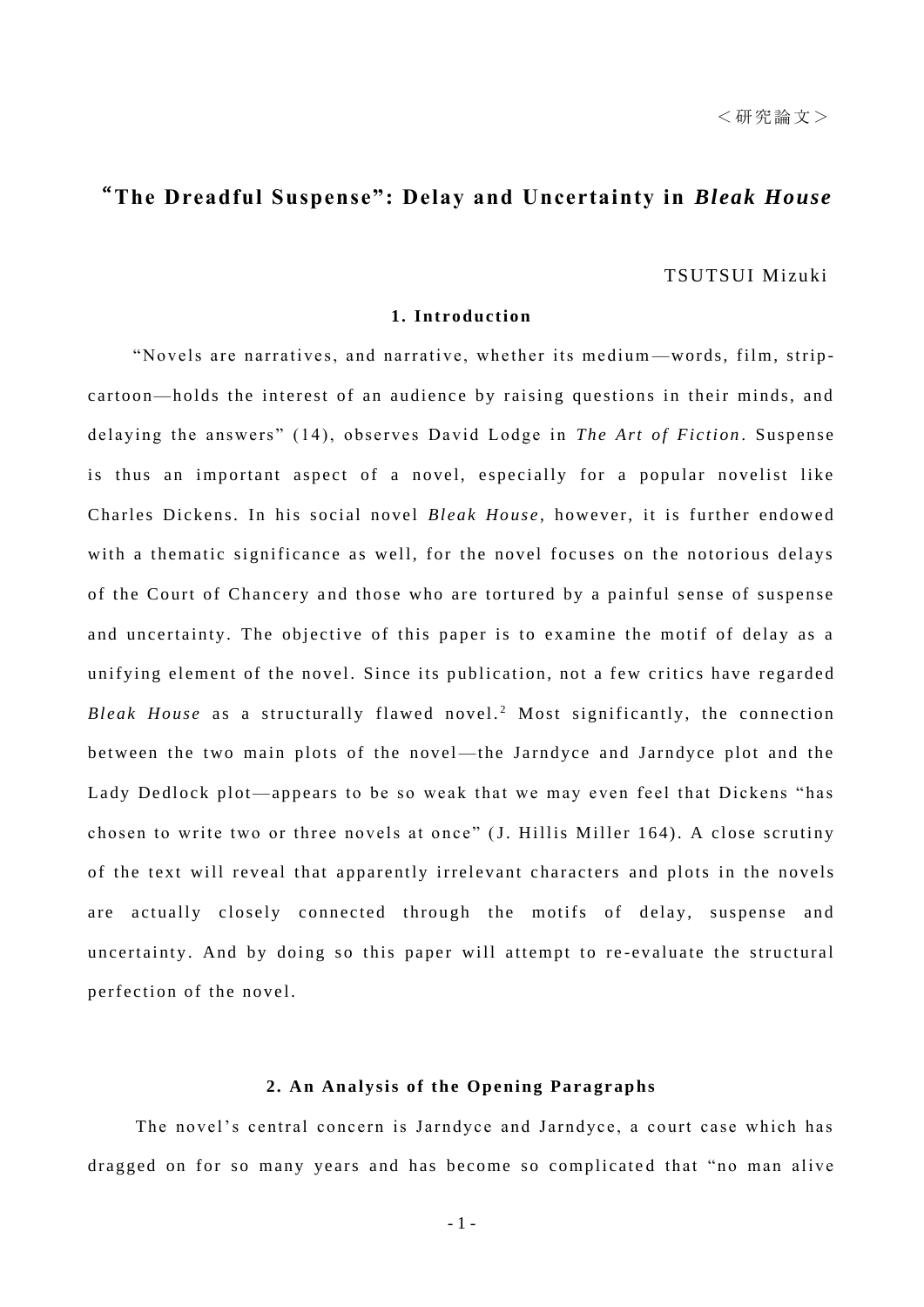＜研究論文＞

# "The Dreadful Suspense": Delay and Uncertainty in *Bleak House*

TSUTSUI Mizuki

## 1. Introduction

"Novels are narratives, and narrative, whether its medium—words, film, strip-cartoon—holds the interest of an audience by raising questions in their minds, and delaying the answers" (14), observes David Lodge in *The Art of Fiction*. Suspense is thus an important aspect of a novel, especially for a popular novelist like Charles Dickens. In his social novel *Bleak House*, however, it is further endowed with a thematic significance as well, for the novel focuses on the notorious delays of the Court of Chancery and those who are tortured by a painful sense of suspense and uncertainty. The objective of this paper is to examine the motif of delay as a unifying element of the novel. Since its publication, not a few critics have regarded *Bleak House* as a structurally flawed novel.[2] Most significantly, the connection between the two main plots of the novel—the Jarndyce and Jarndyce plot and the Lady Dedlock plot—appears to be so weak that we may even feel that Dickens "has chosen to write two or three novels at once" (J. Hillis Miller 164). A close scrutiny of the text will reveal that apparently irrelevant characters and plots in the novels are actually closely connected through the motifs of delay, suspense and uncertainty. And by doing so this paper will attempt to re-evaluate the structural perfection of the novel.

## 2. An Analysis of the Opening Paragraphs

The novel's central concern is Jarndyce and Jarndyce, a court case which has dragged on for so many years and has become so complicated that "no man alive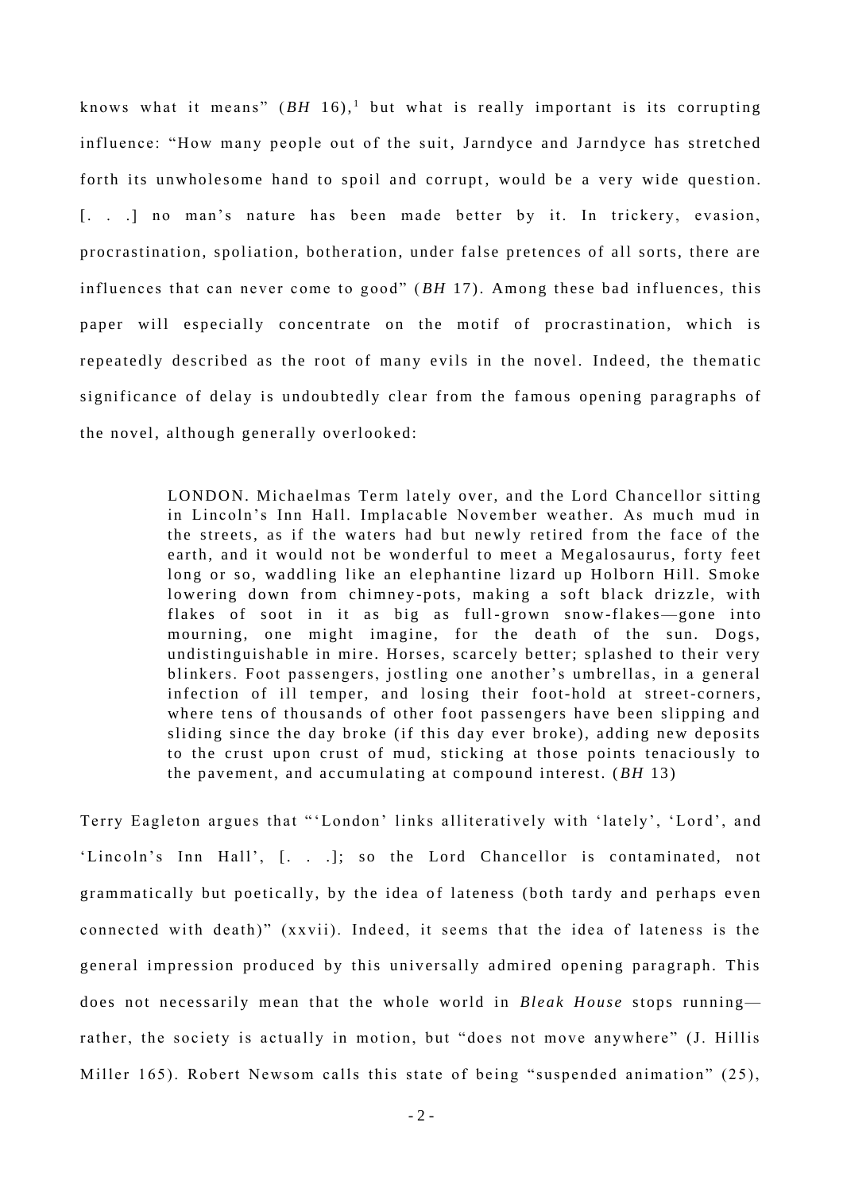knows what it means" (*BH* 16),[1] but what is really important is its corrupting influence: "How many people out of the suit, Jarndyce and Jarndyce has stretched forth its unwholesome hand to spoil and corrupt, would be a very wide question. [. . .] no man's nature has been made better by it. In trickery, evasion, procrastination, spoliation, botheration, under false pretences of all sorts, there are influences that can never come to good" (*BH* 17). Among these bad influences, this paper will especially concentrate on the motif of procrastination, which is repeatedly described as the root of many evils in the novel. Indeed, the thematic significance of delay is undoubtedly clear from the famous opening paragraphs of the novel, although generally overlooked:

> LONDON. Michaelmas Term lately over, and the Lord Chancellor sitting in Lincoln's Inn Hall. Implacable November weather. As much mud in the streets, as if the waters had but newly retired from the face of the earth, and it would not be wonderful to meet a Megalosaurus, forty feet long or so, waddling like an elephantine lizard up Holborn Hill. Smoke lowering down from chimney-pots, making a soft black drizzle, with flakes of soot in it as big as full-grown snow-flakes—gone into mourning, one might imagine, for the death of the sun. Dogs, undistinguishable in mire. Horses, scarcely better; splashed to their very blinkers. Foot passengers, jostling one another's umbrellas, in a general infection of ill temper, and losing their foot-hold at street-corners, where tens of thousands of other foot passengers have been slipping and sliding since the day broke (if this day ever broke), adding new deposits to the crust upon crust of mud, sticking at those points tenaciously to the pavement, and accumulating at compound interest. (*BH* 13)

Terry Eagleton argues that "'London' links alliteratively with 'lately', 'Lord', and 'Lincoln's Inn Hall', [. . .]; so the Lord Chancellor is contaminated, not grammatically but poetically, by the idea of lateness (both tardy and perhaps even connected with death)" (xxvii). Indeed, it seems that the idea of lateness is the general impression produced by this universally admired opening paragraph. This does not necessarily mean that the whole world in *Bleak House* stops running—rather, the society is actually in motion, but "does not move anywhere" (J. Hillis Miller 165). Robert Newsom calls this state of being "suspended animation" (25),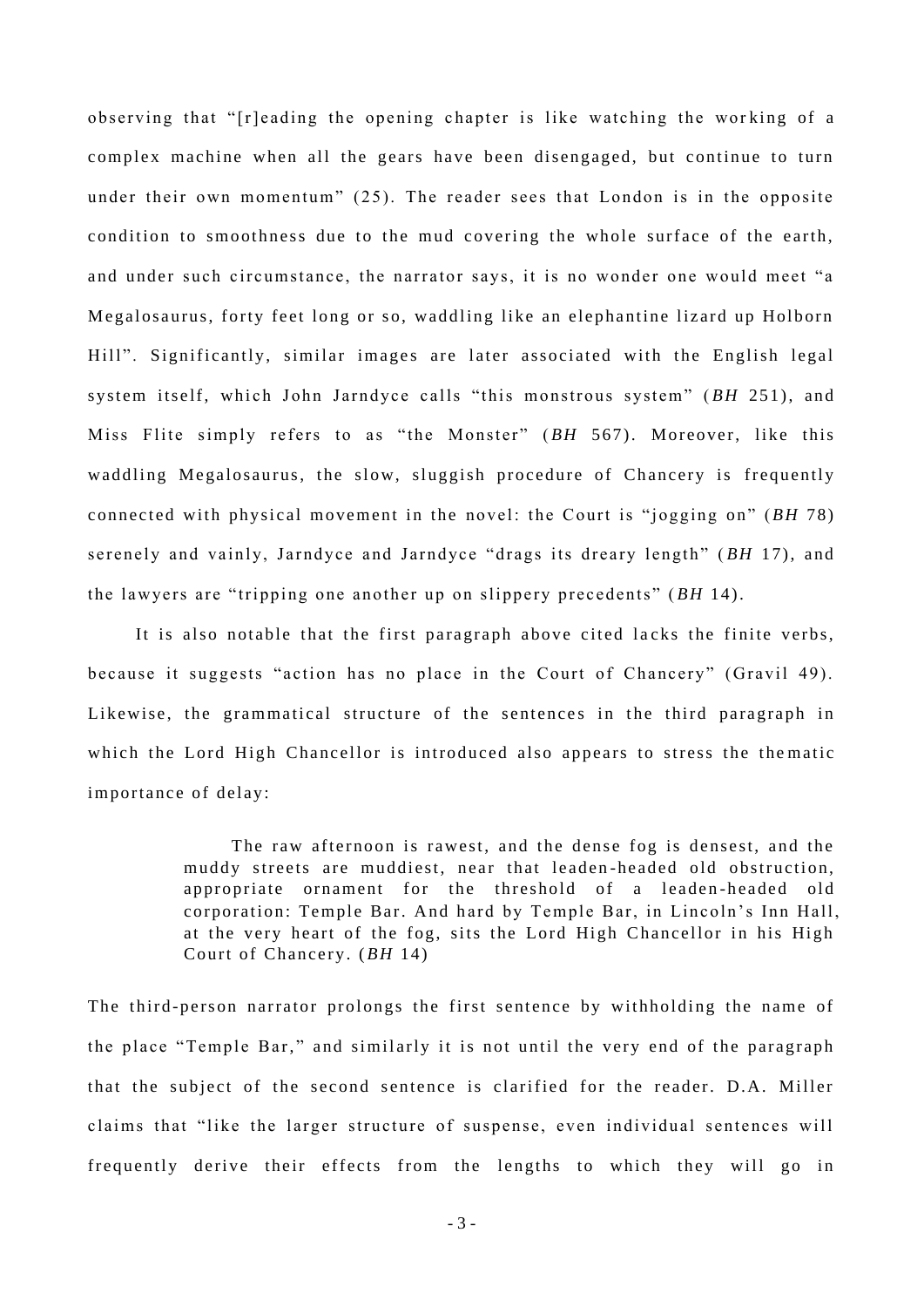observing that "[r]eading the opening chapter is like watching the working of a complex machine when all the gears have been disengaged, but continue to turn under their own momentum" (25). The reader sees that London is in the opposite condition to smoothness due to the mud covering the whole surface of the earth, and under such circumstance, the narrator says, it is no wonder one would meet "a Megalosaurus, forty feet long or so, waddling like an elephantine lizard up Holborn Hill". Significantly, similar images are later associated with the English legal system itself, which John Jarndyce calls "this monstrous system" (*BH* 251), and Miss Flite simply refers to as "the Monster" (*BH* 567). Moreover, like this waddling Megalosaurus, the slow, sluggish procedure of Chancery is frequently connected with physical movement in the novel: the Court is "jogging on" (*BH* 78) serenely and vainly, Jarndyce and Jarndyce "drags its dreary length" (*BH* 17), and the lawyers are "tripping one another up on slippery precedents" (*BH* 14).

It is also notable that the first paragraph above cited lacks the finite verbs, because it suggests "action has no place in the Court of Chancery" (Gravil 49). Likewise, the grammatical structure of the sentences in the third paragraph in which the Lord High Chancellor is introduced also appears to stress the thematic importance of delay:

> The raw afternoon is rawest, and the dense fog is densest, and the muddy streets are muddiest, near that leaden-headed old obstruction, appropriate ornament for the threshold of a leaden-headed old corporation: Temple Bar. And hard by Temple Bar, in Lincoln's Inn Hall, at the very heart of the fog, sits the Lord High Chancellor in his High Court of Chancery. (*BH* 14)

The third-person narrator prolongs the first sentence by withholding the name of the place "Temple Bar," and similarly it is not until the very end of the paragraph that the subject of the second sentence is clarified for the reader. D.A. Miller claims that "like the larger structure of suspense, even individual sentences will frequently derive their effects from the lengths to which they will go in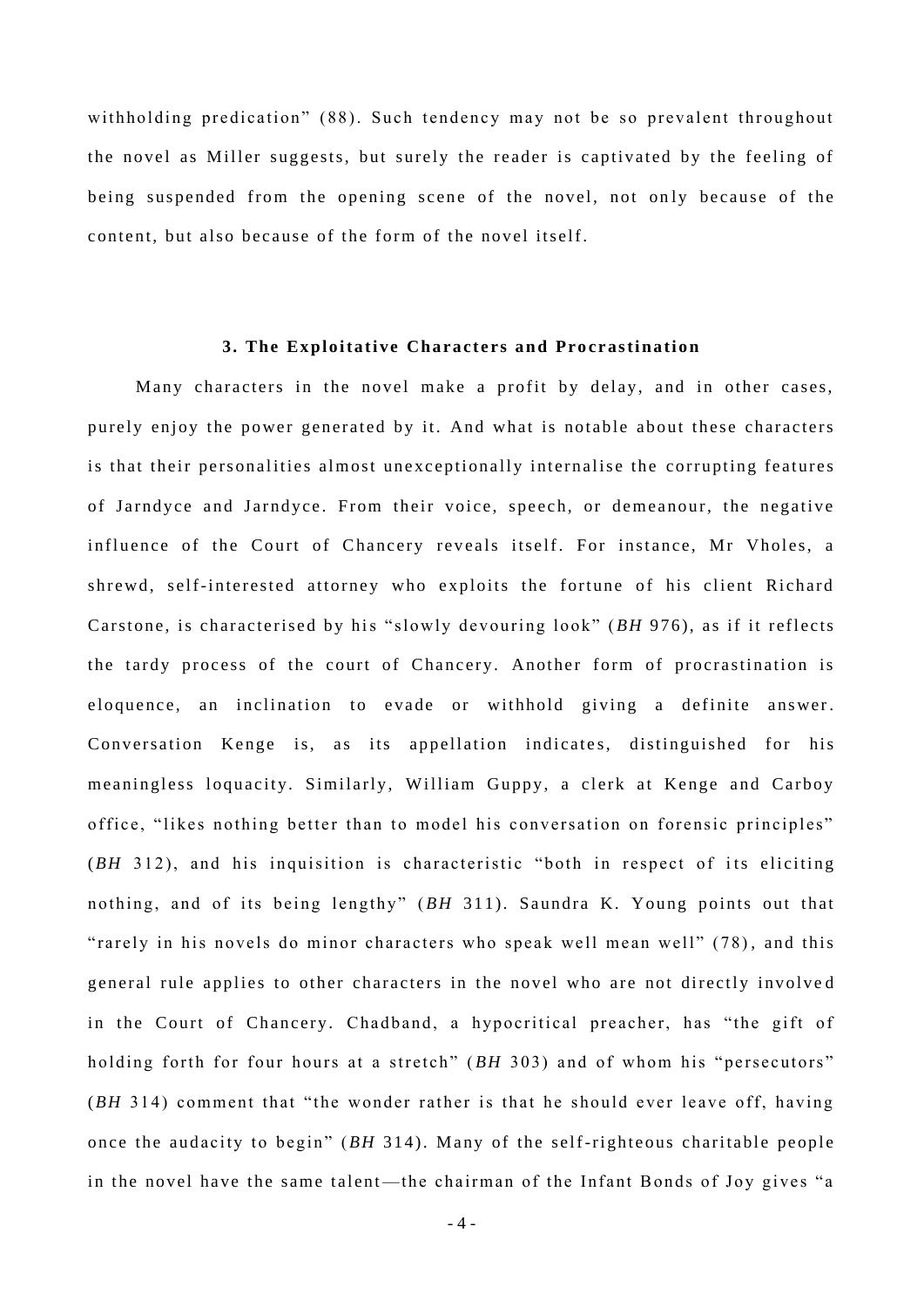withholding predication" (88). Such tendency may not be so prevalent throughout the novel as Miller suggests, but surely the reader is captivated by the feeling of being suspended from the opening scene of the novel, not only because of the content, but also because of the form of the novel itself.

### 3. The Exploitative Characters and Procrastination

Many characters in the novel make a profit by delay, and in other cases, purely enjoy the power generated by it. And what is notable about these characters is that their personalities almost unexceptionally internalise the corrupting features of Jarndyce and Jarndyce. From their voice, speech, or demeanour, the negative influence of the Court of Chancery reveals itself. For instance, Mr Vholes, a shrewd, self-interested attorney who exploits the fortune of his client Richard Carstone, is characterised by his "slowly devouring look" (*BH* 976), as if it reflects the tardy process of the court of Chancery. Another form of procrastination is eloquence, an inclination to evade or withhold giving a definite answer. Conversation Kenge is, as its appellation indicates, distinguished for his meaningless loquacity. Similarly, William Guppy, a clerk at Kenge and Carboy office, "likes nothing better than to model his conversation on forensic principles" (*BH* 312), and his inquisition is characteristic "both in respect of its eliciting nothing, and of its being lengthy" (*BH* 311). Saundra K. Young points out that "rarely in his novels do minor characters who speak well mean well" (78), and this general rule applies to other characters in the novel who are not directly involved in the Court of Chancery. Chadband, a hypocritical preacher, has "the gift of holding forth for four hours at a stretch" (*BH* 303) and of whom his "persecutors" (*BH* 314) comment that "the wonder rather is that he should ever leave off, having once the audacity to begin" (*BH* 314). Many of the self-righteous charitable people in the novel have the same talent—the chairman of the Infant Bonds of Joy gives "a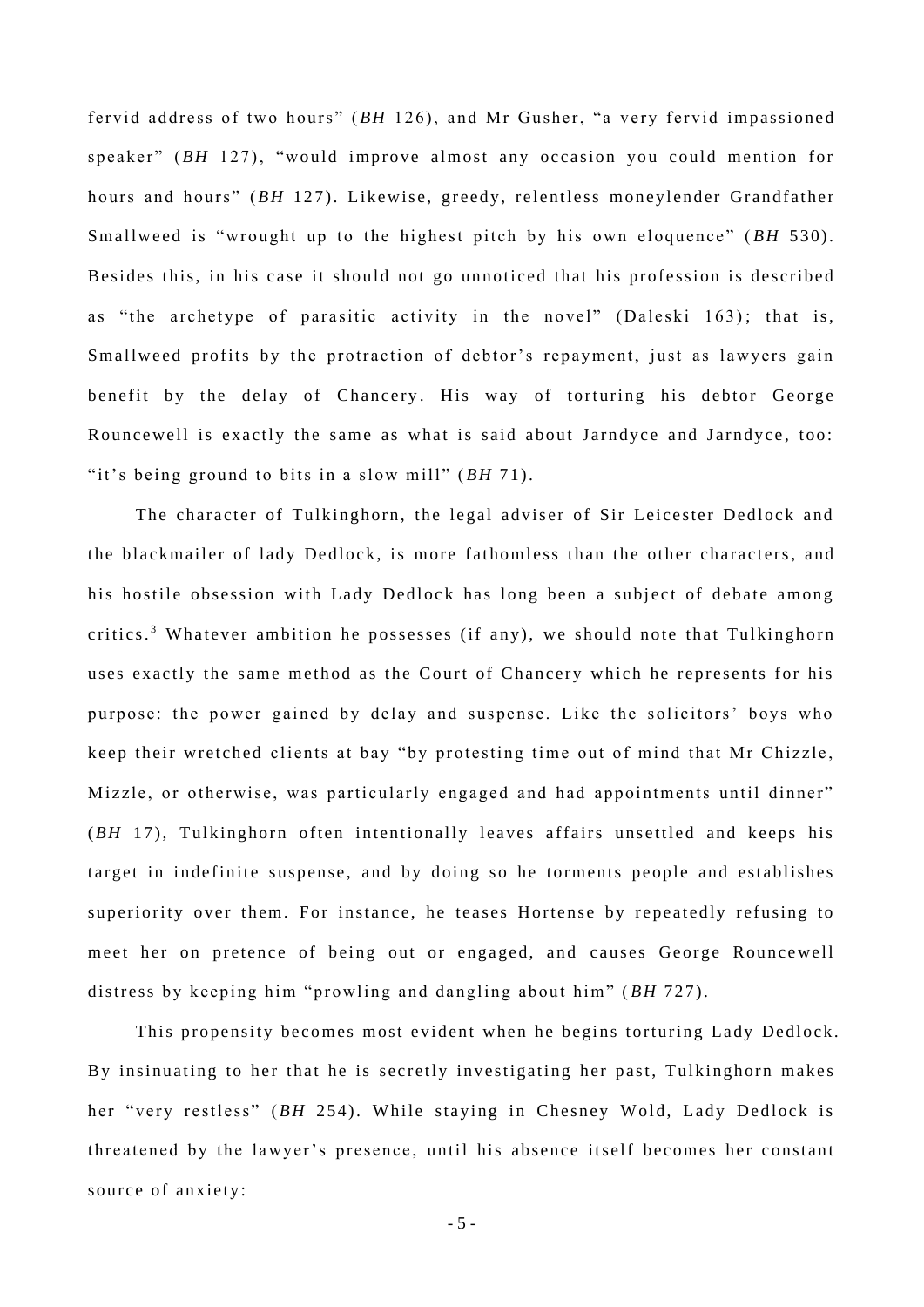fervid address of two hours" (*BH* 126), and Mr Gusher, "a very fervid impassioned speaker" (*BH* 127), "would improve almost any occasion you could mention for hours and hours" (*BH* 127). Likewise, greedy, relentless moneylender Grandfather Smallweed is "wrought up to the highest pitch by his own eloquence" (*BH* 530). Besides this, in his case it should not go unnoticed that his profession is described as "the archetype of parasitic activity in the novel" (Daleski 163); that is, Smallweed profits by the protraction of debtor's repayment, just as lawyers gain benefit by the delay of Chancery. His way of torturing his debtor George Rouncewell is exactly the same as what is said about Jarndyce and Jarndyce, too: "it's being ground to bits in a slow mill" (*BH* 71).

The character of Tulkinghorn, the legal adviser of Sir Leicester Dedlock and the blackmailer of lady Dedlock, is more fathomless than the other characters, and his hostile obsession with Lady Dedlock has long been a subject of debate among critics.[3] Whatever ambition he possesses (if any), we should note that Tulkinghorn uses exactly the same method as the Court of Chancery which he represents for his purpose: the power gained by delay and suspense. Like the solicitors' boys who keep their wretched clients at bay "by protesting time out of mind that Mr Chizzle, Mizzle, or otherwise, was particularly engaged and had appointments until dinner" (*BH* 17), Tulkinghorn often intentionally leaves affairs unsettled and keeps his target in indefinite suspense, and by doing so he torments people and establishes superiority over them. For instance, he teases Hortense by repeatedly refusing to meet her on pretence of being out or engaged, and causes George Rouncewell distress by keeping him "prowling and dangling about him" (*BH* 727).

This propensity becomes most evident when he begins torturing Lady Dedlock. By insinuating to her that he is secretly investigating her past, Tulkinghorn makes her "very restless" (*BH* 254). While staying in Chesney Wold, Lady Dedlock is threatened by the lawyer's presence, until his absence itself becomes her constant source of anxiety: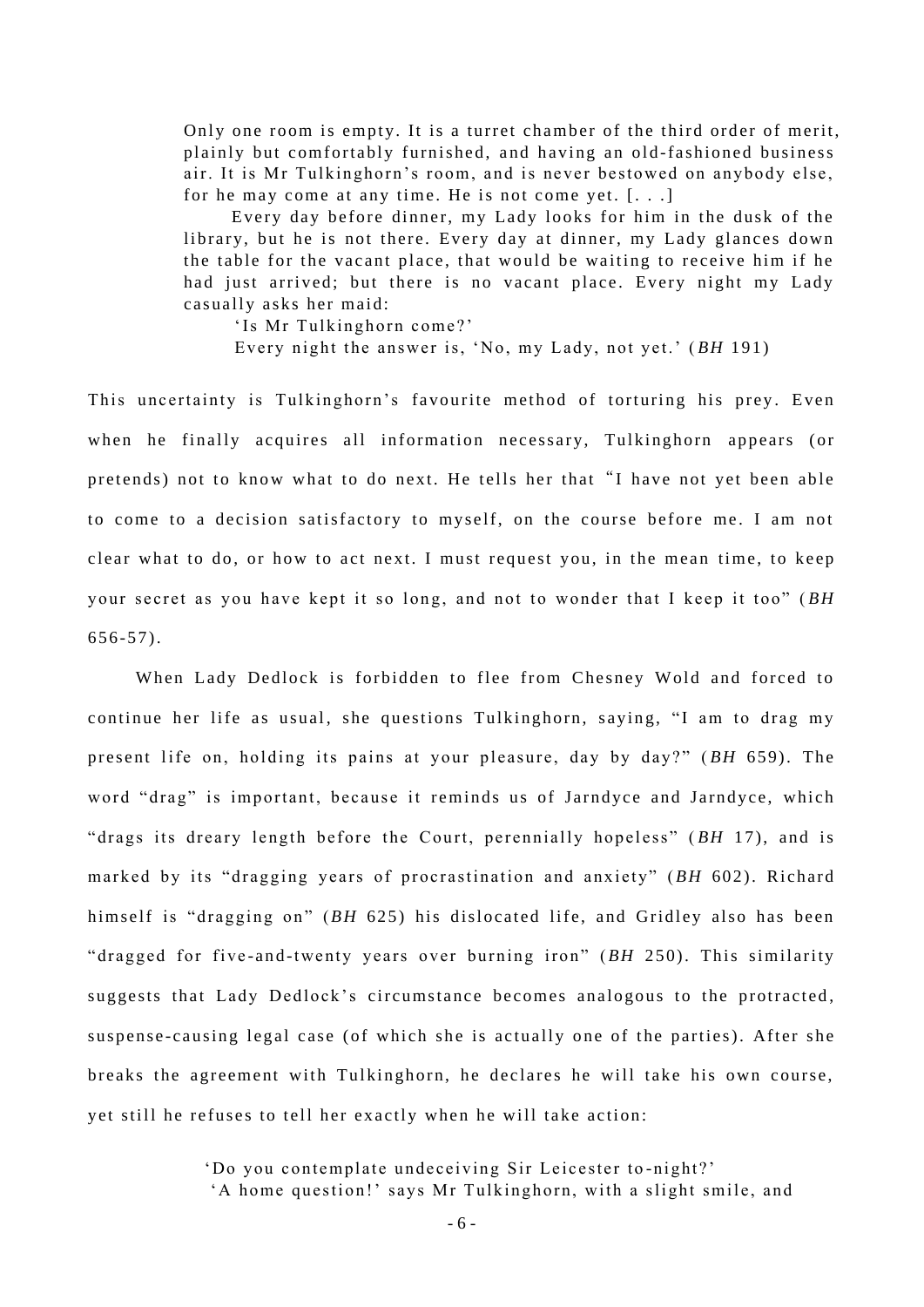> Only one room is empty. It is a turret chamber of the third order of merit, plainly but comfortably furnished, and having an old-fashioned business air. It is Mr Tulkinghorn's room, and is never bestowed on anybody else, for he may come at any time. He is not come yet. [. . .]
>
> Every day before dinner, my Lady looks for him in the dusk of the library, but he is not there. Every day at dinner, my Lady glances down the table for the vacant place, that would be waiting to receive him if he had just arrived; but there is no vacant place. Every night my Lady casually asks her maid:
>
> 'Is Mr Tulkinghorn come?'
>
> Every night the answer is, 'No, my Lady, not yet.' (*BH* 191)

This uncertainty is Tulkinghorn's favourite method of torturing his prey. Even when he finally acquires all information necessary, Tulkinghorn appears (or pretends) not to know what to do next. He tells her that "I have not yet been able to come to a decision satisfactory to myself, on the course before me. I am not clear what to do, or how to act next. I must request you, in the mean time, to keep your secret as you have kept it so long, and not to wonder that I keep it too" (*BH* 656-57).

When Lady Dedlock is forbidden to flee from Chesney Wold and forced to continue her life as usual, she questions Tulkinghorn, saying, "I am to drag my present life on, holding its pains at your pleasure, day by day?" (*BH* 659). The word "drag" is important, because it reminds us of Jarndyce and Jarndyce, which "drags its dreary length before the Court, perennially hopeless" (*BH* 17), and is marked by its "dragging years of procrastination and anxiety" (*BH* 602). Richard himself is "dragging on" (*BH* 625) his dislocated life, and Gridley also has been "dragged for five-and-twenty years over burning iron" (*BH* 250). This similarity suggests that Lady Dedlock's circumstance becomes analogous to the protracted, suspense-causing legal case (of which she is actually one of the parties). After she breaks the agreement with Tulkinghorn, he declares he will take his own course, yet still he refuses to tell her exactly when he will take action:

> 'Do you contemplate undeceiving Sir Leicester to-night?'
>
> 'A home question!' says Mr Tulkinghorn, with a slight smile, and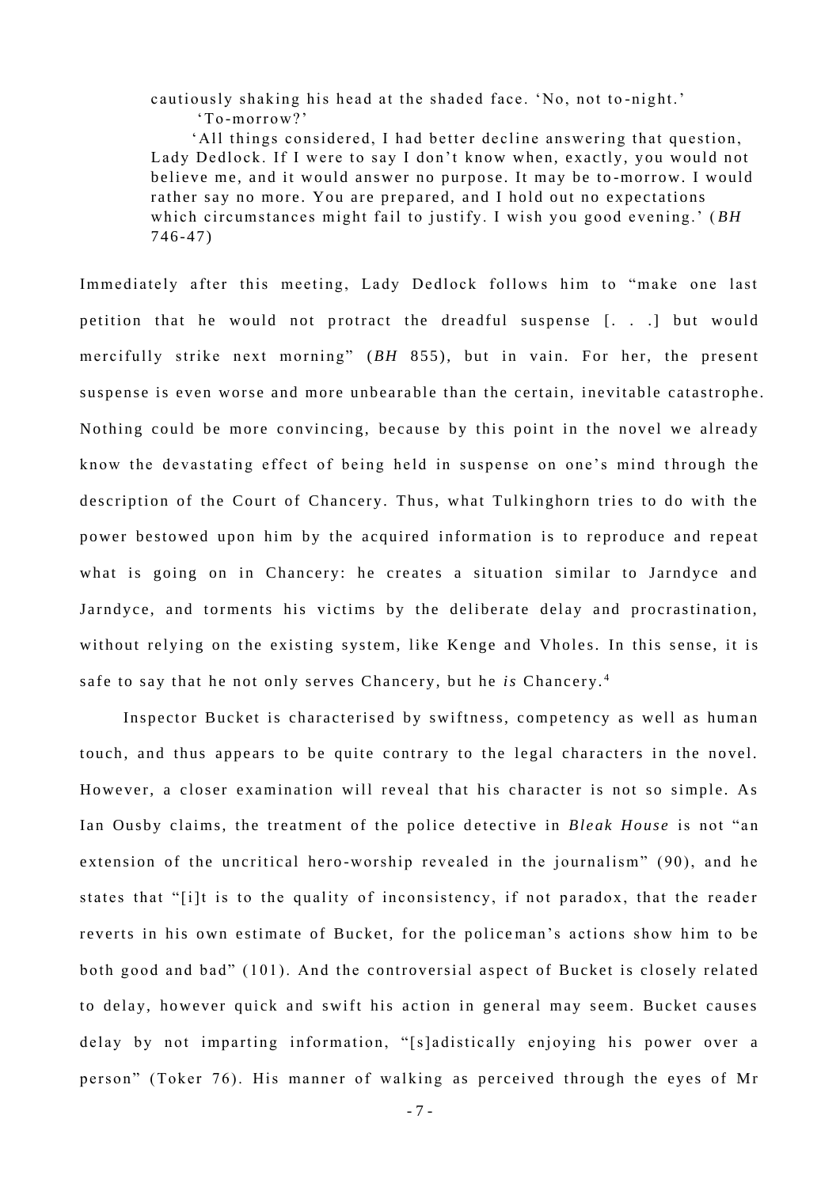> cautiously shaking his head at the shaded face. 'No, not to-night.'
>
> 'To-morrow?'
>
> 'All things considered, I had better decline answering that question, Lady Dedlock. If I were to say I don't know when, exactly, you would not believe me, and it would answer no purpose. It may be to-morrow. I would rather say no more. You are prepared, and I hold out no expectations which circumstances might fail to justify. I wish you good evening.' (*BH* 746-47)

Immediately after this meeting, Lady Dedlock follows him to "make one last petition that he would not protract the dreadful suspense [. . .] but would mercifully strike next morning" (*BH* 855), but in vain. For her, the present suspense is even worse and more unbearable than the certain, inevitable catastrophe. Nothing could be more convincing, because by this point in the novel we already know the devastating effect of being held in suspense on one's mind through the description of the Court of Chancery. Thus, what Tulkinghorn tries to do with the power bestowed upon him by the acquired information is to reproduce and repeat what is going on in Chancery: he creates a situation similar to Jarndyce and Jarndyce, and torments his victims by the deliberate delay and procrastination, without relying on the existing system, like Kenge and Vholes. In this sense, it is safe to say that he not only serves Chancery, but he *is* Chancery.[4]

Inspector Bucket is characterised by swiftness, competency as well as human touch, and thus appears to be quite contrary to the legal characters in the novel. However, a closer examination will reveal that his character is not so simple. As Ian Ousby claims, the treatment of the police detective in *Bleak House* is not "an extension of the uncritical hero-worship revealed in the journalism" (90), and he states that "[i]t is to the quality of inconsistency, if not paradox, that the reader reverts in his own estimate of Bucket, for the policeman's actions show him to be both good and bad" (101). And the controversial aspect of Bucket is closely related to delay, however quick and swift his action in general may seem. Bucket causes delay by not imparting information, "[s]adistically enjoying his power over a person" (Toker 76). His manner of walking as perceived through the eyes of Mr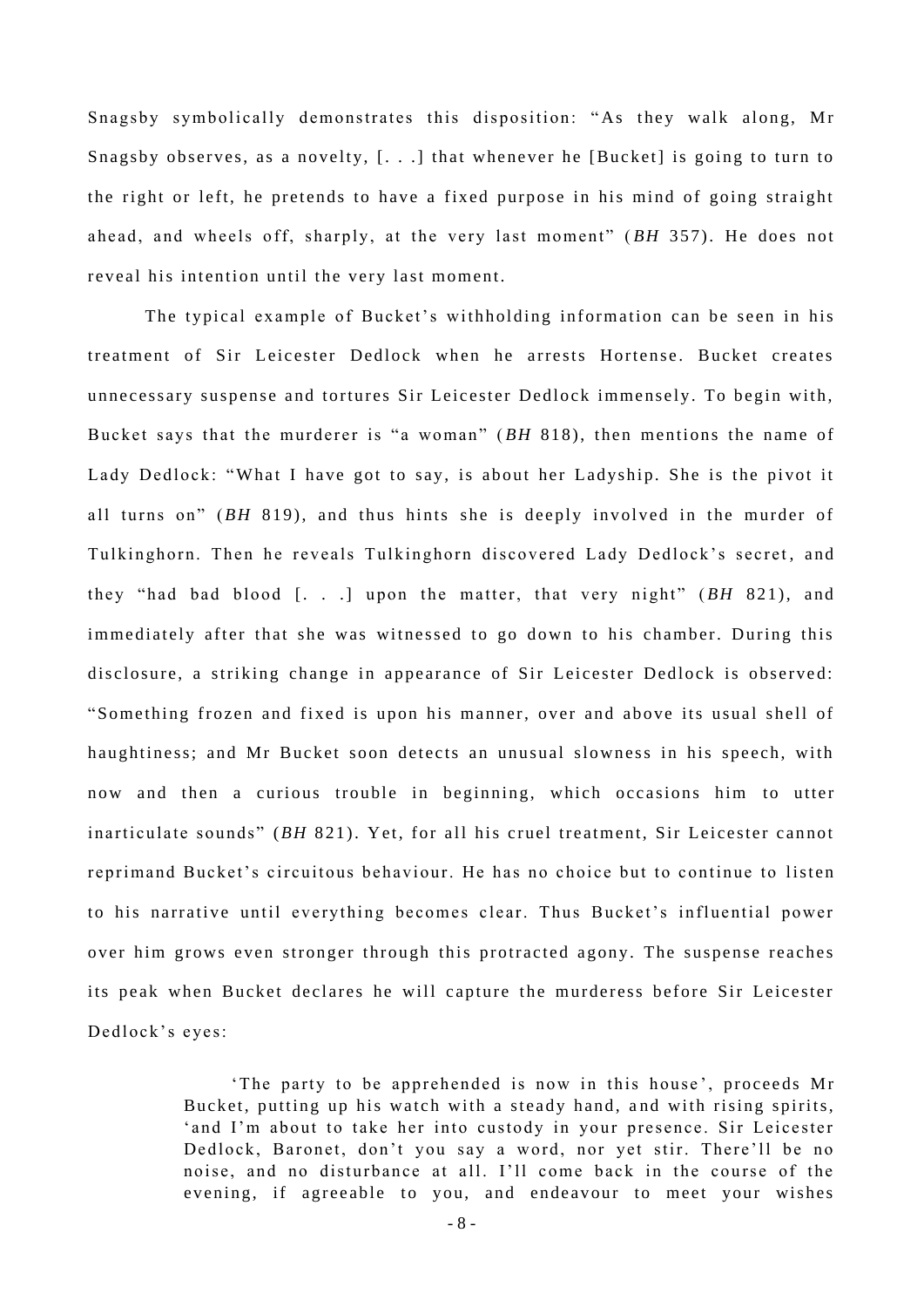Snagsby symbolically demonstrates this disposition: "As they walk along, Mr Snagsby observes, as a novelty, [. . .] that whenever he [Bucket] is going to turn to the right or left, he pretends to have a fixed purpose in his mind of going straight ahead, and wheels off, sharply, at the very last moment" (*BH* 357). He does not reveal his intention until the very last moment.

The typical example of Bucket's withholding information can be seen in his treatment of Sir Leicester Dedlock when he arrests Hortense. Bucket creates unnecessary suspense and tortures Sir Leicester Dedlock immensely. To begin with, Bucket says that the murderer is "a woman" (*BH* 818), then mentions the name of Lady Dedlock: "What I have got to say, is about her Ladyship. She is the pivot it all turns on" (*BH* 819), and thus hints she is deeply involved in the murder of Tulkinghorn. Then he reveals Tulkinghorn discovered Lady Dedlock's secret, and they "had bad blood [. . .] upon the matter, that very night" (*BH* 821), and immediately after that she was witnessed to go down to his chamber. During this disclosure, a striking change in appearance of Sir Leicester Dedlock is observed: "Something frozen and fixed is upon his manner, over and above its usual shell of haughtiness; and Mr Bucket soon detects an unusual slowness in his speech, with now and then a curious trouble in beginning, which occasions him to utter inarticulate sounds" (*BH* 821). Yet, for all his cruel treatment, Sir Leicester cannot reprimand Bucket's circuitous behaviour. He has no choice but to continue to listen to his narrative until everything becomes clear. Thus Bucket's influential power over him grows even stronger through this protracted agony. The suspense reaches its peak when Bucket declares he will capture the murderess before Sir Leicester Dedlock's eyes:

> 'The party to be apprehended is now in this house', proceeds Mr Bucket, putting up his watch with a steady hand, and with rising spirits, 'and I'm about to take her into custody in your presence. Sir Leicester Dedlock, Baronet, don't you say a word, nor yet stir. There'll be no noise, and no disturbance at all. I'll come back in the course of the evening, if agreeable to you, and endeavour to meet your wishes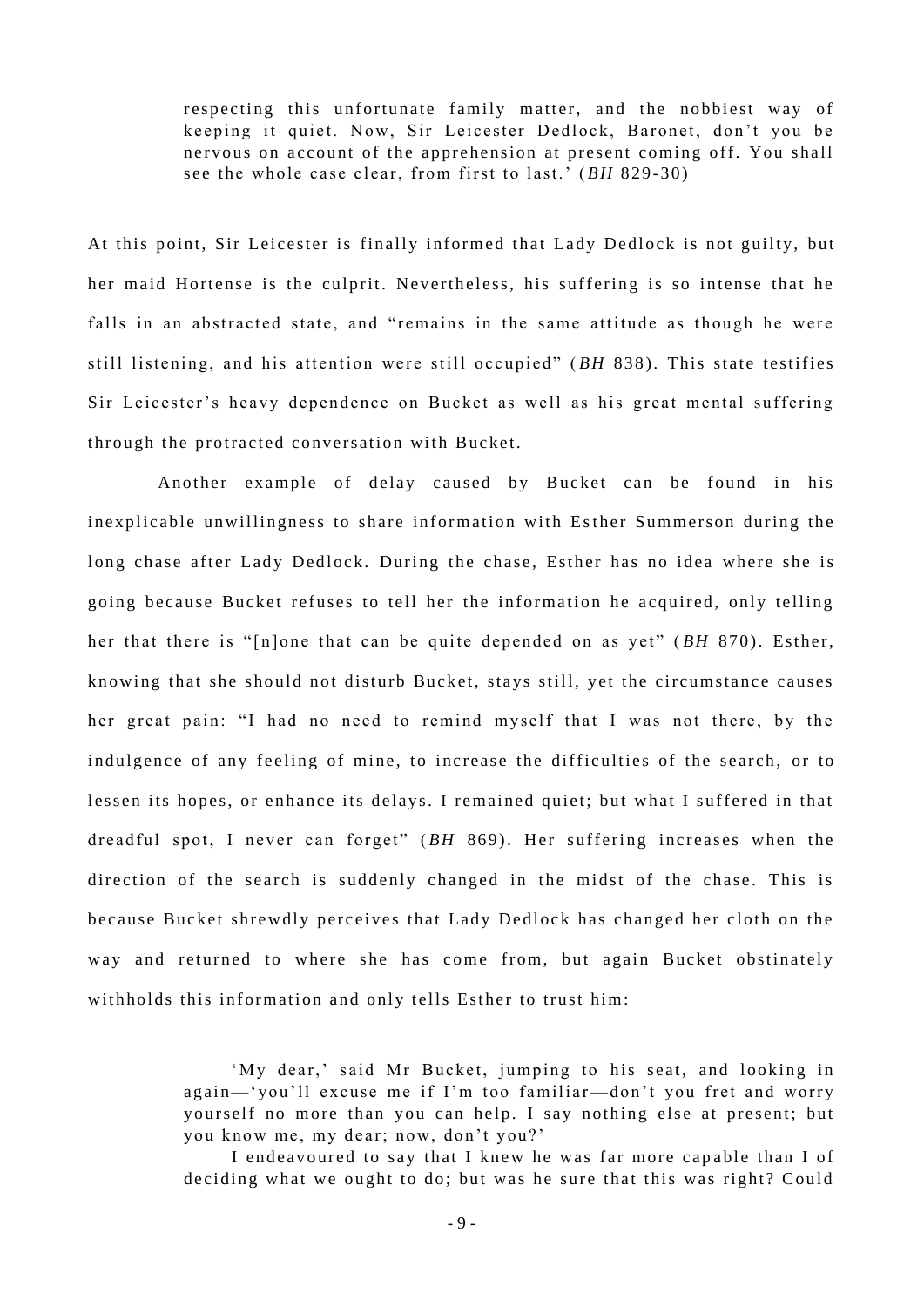> respecting this unfortunate family matter, and the nobbiest way of keeping it quiet. Now, Sir Leicester Dedlock, Baronet, don't you be nervous on account of the apprehension at present coming off. You shall see the whole case clear, from first to last.' (*BH* 829-30)

At this point, Sir Leicester is finally informed that Lady Dedlock is not guilty, but her maid Hortense is the culprit. Nevertheless, his suffering is so intense that he falls in an abstracted state, and "remains in the same attitude as though he were still listening, and his attention were still occupied" (*BH* 838). This state testifies Sir Leicester's heavy dependence on Bucket as well as his great mental suffering through the protracted conversation with Bucket.

Another example of delay caused by Bucket can be found in his inexplicable unwillingness to share information with Esther Summerson during the long chase after Lady Dedlock. During the chase, Esther has no idea where she is going because Bucket refuses to tell her the information he acquired, only telling her that there is "[n]one that can be quite depended on as yet" (*BH* 870). Esther, knowing that she should not disturb Bucket, stays still, yet the circumstance causes her great pain: "I had no need to remind myself that I was not there, by the indulgence of any feeling of mine, to increase the difficulties of the search, or to lessen its hopes, or enhance its delays. I remained quiet; but what I suffered in that dreadful spot, I never can forget" (*BH* 869). Her suffering increases when the direction of the search is suddenly changed in the midst of the chase. This is because Bucket shrewdly perceives that Lady Dedlock has changed her cloth on the way and returned to where she has come from, but again Bucket obstinately withholds this information and only tells Esther to trust him:

> 'My dear,' said Mr Bucket, jumping to his seat, and looking in again—'you'll excuse me if I'm too familiar—don't you fret and worry yourself no more than you can help. I say nothing else at present; but you know me, my dear; now, don't you?'
>
> I endeavoured to say that I knew he was far more capable than I of deciding what we ought to do; but was he sure that this was right? Could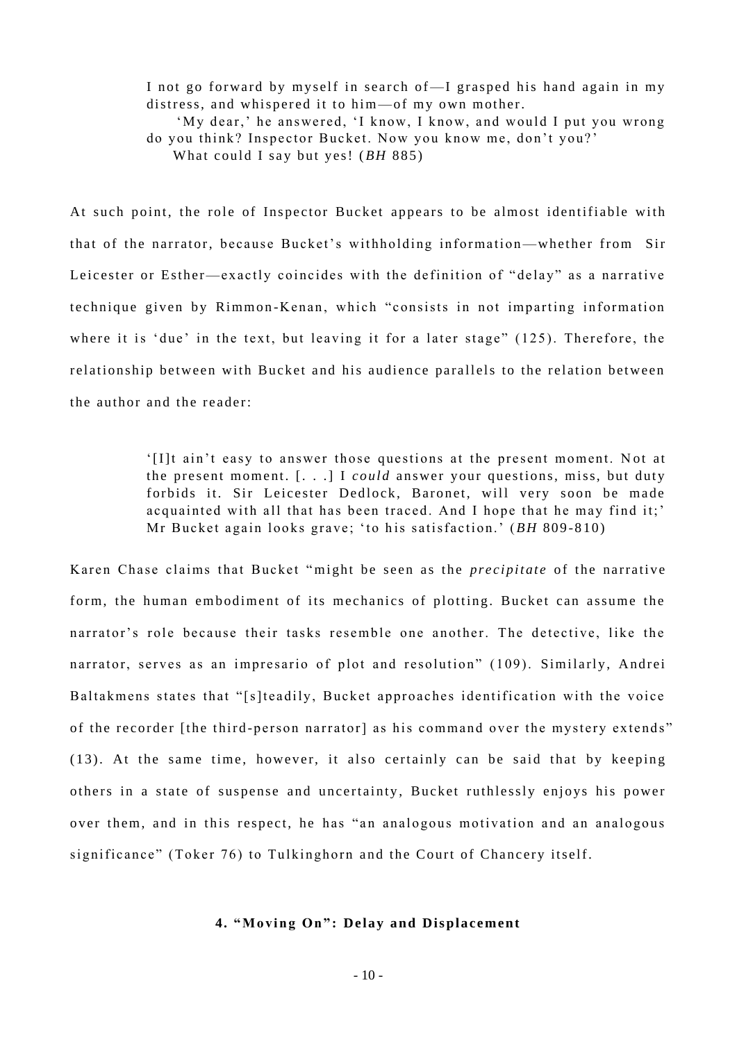> I not go forward by myself in search of—I grasped his hand again in my distress, and whispered it to him—of my own mother.
>
> 'My dear,' he answered, 'I know, I know, and would I put you wrong do you think? Inspector Bucket. Now you know me, don't you?'
>
> What could I say but yes! (*BH* 885)

At such point, the role of Inspector Bucket appears to be almost identifiable with that of the narrator, because Bucket's withholding information—whether from Sir Leicester or Esther—exactly coincides with the definition of "delay" as a narrative technique given by Rimmon-Kenan, which "consists in not imparting information where it is 'due' in the text, but leaving it for a later stage" (125). Therefore, the relationship between with Bucket and his audience parallels to the relation between the author and the reader:

> '[I]t ain't easy to answer those questions at the present moment. Not at the present moment. [. . .] I *could* answer your questions, miss, but duty forbids it. Sir Leicester Dedlock, Baronet, will very soon be made acquainted with all that has been traced. And I hope that he may find it;' Mr Bucket again looks grave; 'to his satisfaction.' (*BH* 809-810)

Karen Chase claims that Bucket "might be seen as the *precipitate* of the narrative form, the human embodiment of its mechanics of plotting. Bucket can assume the narrator's role because their tasks resemble one another. The detective, like the narrator, serves as an impresario of plot and resolution" (109). Similarly, Andrei Baltakmens states that "[s]teadily, Bucket approaches identification with the voice of the recorder [the third-person narrator] as his command over the mystery extends" (13). At the same time, however, it also certainly can be said that by keeping others in a state of suspense and uncertainty, Bucket ruthlessly enjoys his power over them, and in this respect, he has "an analogous motivation and an analogous significance" (Toker 76) to Tulkinghorn and the Court of Chancery itself.

## 4. "Moving On": Delay and Displacement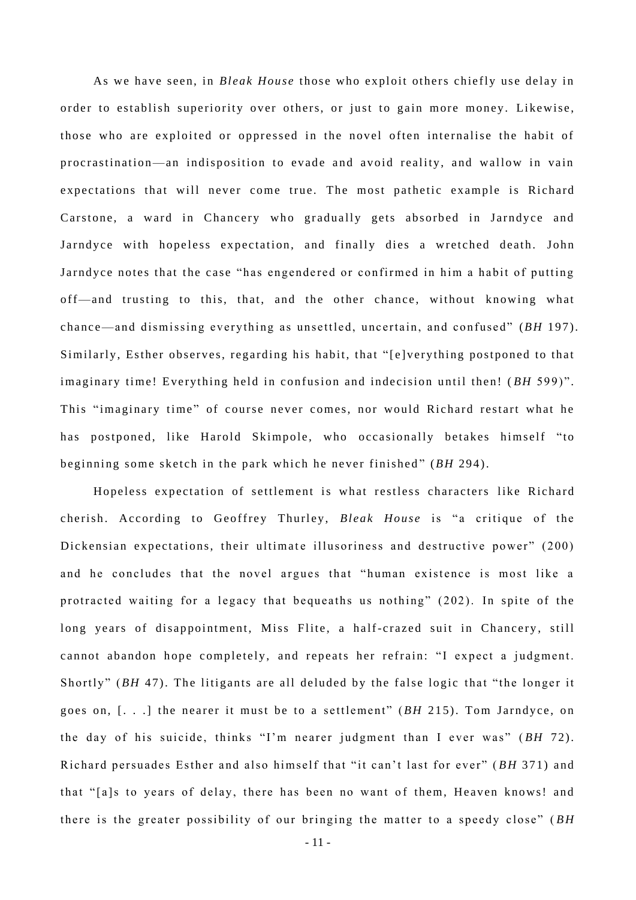As we have seen, in *Bleak House* those who exploit others chiefly use delay in order to establish superiority over others, or just to gain more money. Likewise, those who are exploited or oppressed in the novel often internalise the habit of procrastination—an indisposition to evade and avoid reality, and wallow in vain expectations that will never come true. The most pathetic example is Richard Carstone, a ward in Chancery who gradually gets absorbed in Jarndyce and Jarndyce with hopeless expectation, and finally dies a wretched death. John Jarndyce notes that the case "has engendered or confirmed in him a habit of putting off—and trusting to this, that, and the other chance, without knowing what chance—and dismissing everything as unsettled, uncertain, and confused" (*BH* 197). Similarly, Esther observes, regarding his habit, that "[e]verything postponed to that imaginary time! Everything held in confusion and indecision until then! (*BH* 599)". This "imaginary time" of course never comes, nor would Richard restart what he has postponed, like Harold Skimpole, who occasionally betakes himself "to beginning some sketch in the park which he never finished" (*BH* 294).

Hopeless expectation of settlement is what restless characters like Richard cherish. According to Geoffrey Thurley, *Bleak House* is "a critique of the Dickensian expectations, their ultimate illusoriness and destructive power" (200) and he concludes that the novel argues that "human existence is most like a protracted waiting for a legacy that bequeaths us nothing" (202). In spite of the long years of disappointment, Miss Flite, a half-crazed suit in Chancery, still cannot abandon hope completely, and repeats her refrain: "I expect a judgment. Shortly" (*BH* 47). The litigants are all deluded by the false logic that "the longer it goes on, [. . .] the nearer it must be to a settlement" (*BH* 215). Tom Jarndyce, on the day of his suicide, thinks "I'm nearer judgment than I ever was" (*BH* 72). Richard persuades Esther and also himself that "it can't last for ever" (*BH* 371) and that "[a]s to years of delay, there has been no want of them, Heaven knows! and there is the greater possibility of our bringing the matter to a speedy close" (*BH*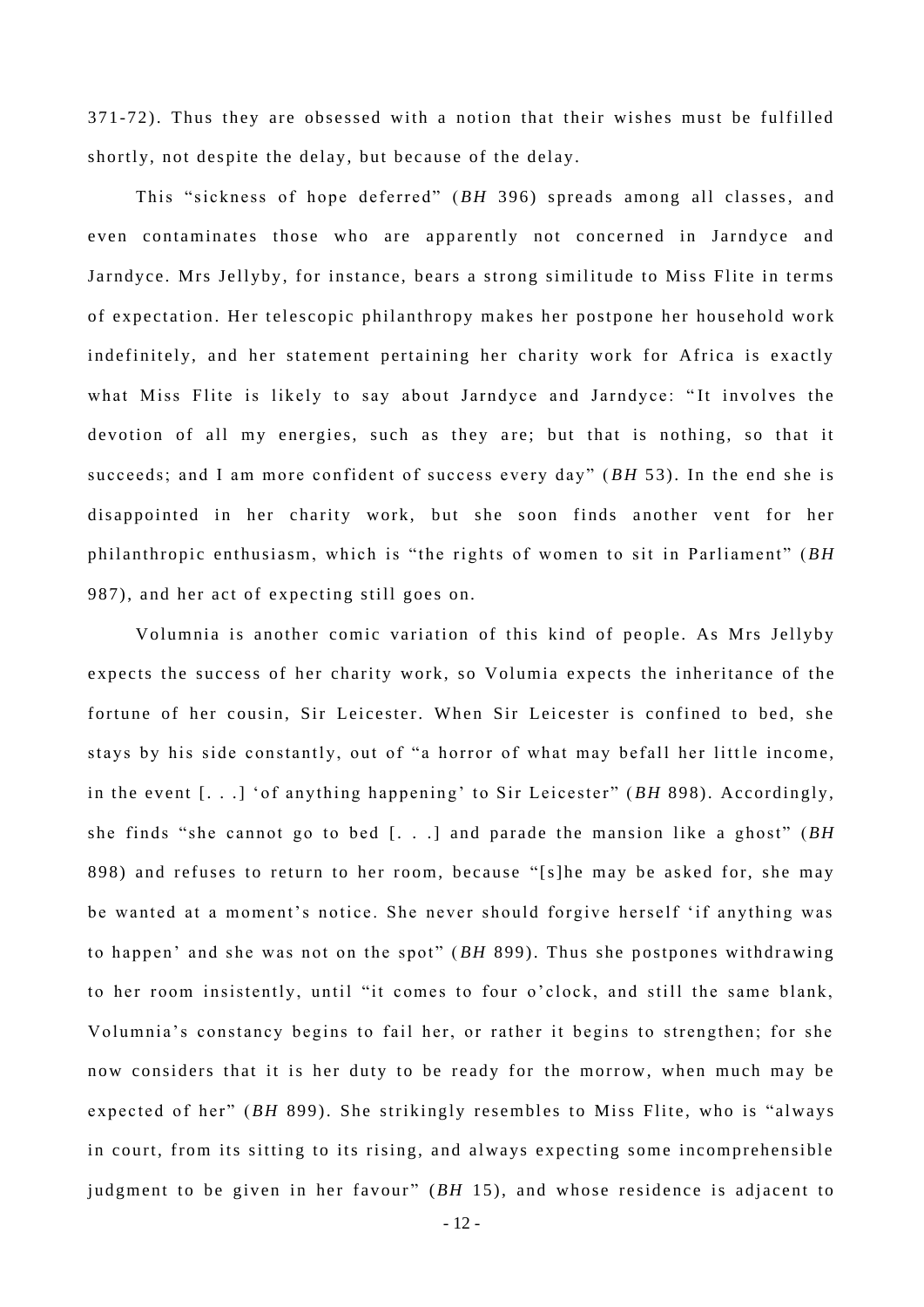371-72). Thus they are obsessed with a notion that their wishes must be fulfilled shortly, not despite the delay, but because of the delay.

This "sickness of hope deferred" (*BH* 396) spreads among all classes, and even contaminates those who are apparently not concerned in Jarndyce and Jarndyce. Mrs Jellyby, for instance, bears a strong similitude to Miss Flite in terms of expectation. Her telescopic philanthropy makes her postpone her household work indefinitely, and her statement pertaining her charity work for Africa is exactly what Miss Flite is likely to say about Jarndyce and Jarndyce: "It involves the devotion of all my energies, such as they are; but that is nothing, so that it succeeds; and I am more confident of success every day" (*BH* 53). In the end she is disappointed in her charity work, but she soon finds another vent for her philanthropic enthusiasm, which is "the rights of women to sit in Parliament" (*BH* 987), and her act of expecting still goes on.

Volumnia is another comic variation of this kind of people. As Mrs Jellyby expects the success of her charity work, so Volumia expects the inheritance of the fortune of her cousin, Sir Leicester. When Sir Leicester is confined to bed, she stays by his side constantly, out of "a horror of what may befall her little income, in the event [. . .] 'of anything happening' to Sir Leicester" (*BH* 898). Accordingly, she finds "she cannot go to bed [. . .] and parade the mansion like a ghost" (*BH* 898) and refuses to return to her room, because "[s]he may be asked for, she may be wanted at a moment's notice. She never should forgive herself 'if anything was to happen' and she was not on the spot" (*BH* 899). Thus she postpones withdrawing to her room insistently, until "it comes to four o'clock, and still the same blank, Volumnia's constancy begins to fail her, or rather it begins to strengthen; for she now considers that it is her duty to be ready for the morrow, when much may be expected of her" (*BH* 899). She strikingly resembles to Miss Flite, who is "always in court, from its sitting to its rising, and always expecting some incomprehensible judgment to be given in her favour" (*BH* 15), and whose residence is adjacent to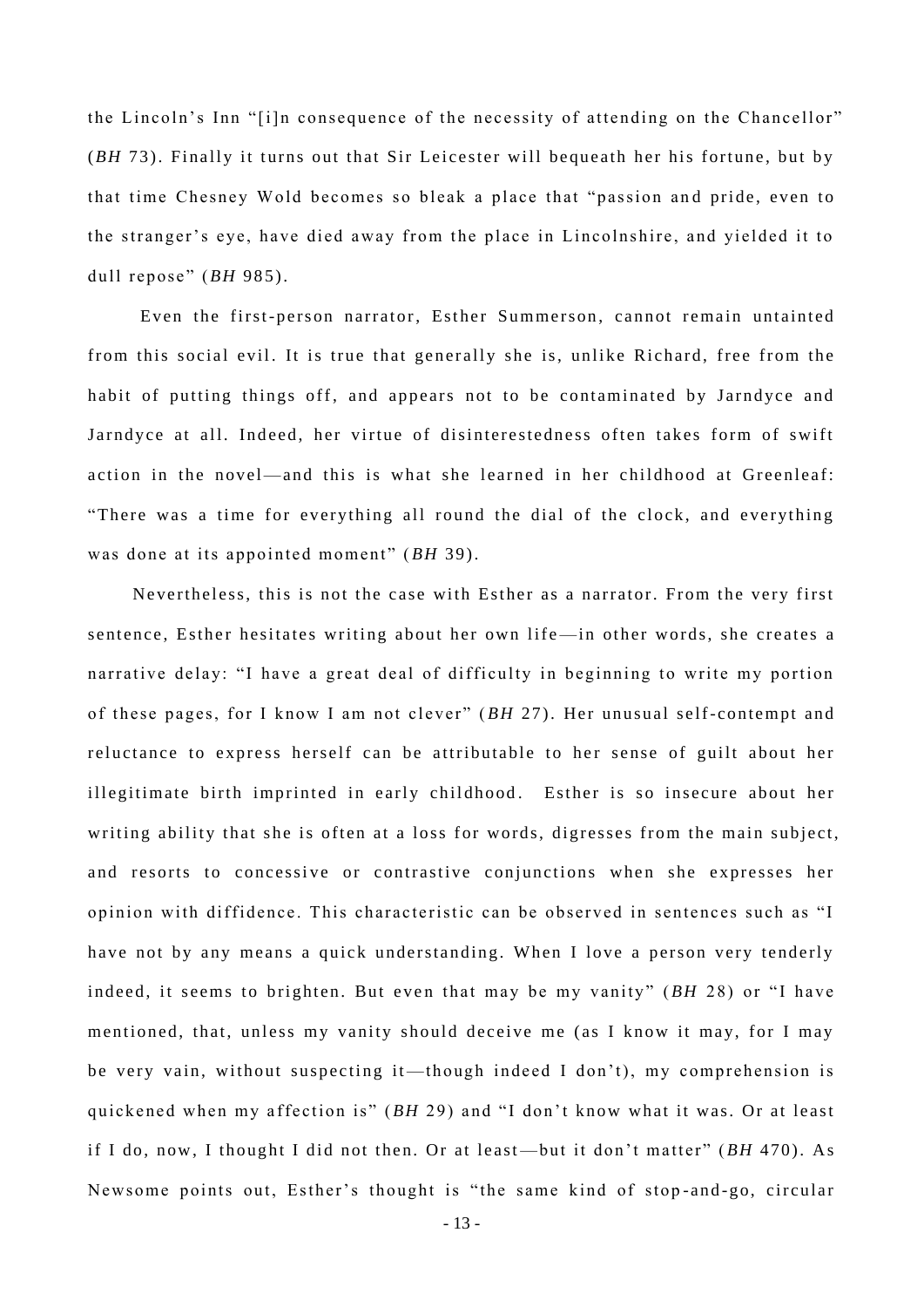the Lincoln's Inn "[i]n consequence of the necessity of attending on the Chancellor" (*BH* 73). Finally it turns out that Sir Leicester will bequeath her his fortune, but by that time Chesney Wold becomes so bleak a place that "passion and pride, even to the stranger's eye, have died away from the place in Lincolnshire, and yielded it to dull repose" (*BH* 985).

Even the first-person narrator, Esther Summerson, cannot remain untainted from this social evil. It is true that generally she is, unlike Richard, free from the habit of putting things off, and appears not to be contaminated by Jarndyce and Jarndyce at all. Indeed, her virtue of disinterestedness often takes form of swift action in the novel—and this is what she learned in her childhood at Greenleaf: "There was a time for everything all round the dial of the clock, and everything was done at its appointed moment" (*BH* 39).

Nevertheless, this is not the case with Esther as a narrator. From the very first sentence, Esther hesitates writing about her own life—in other words, she creates a narrative delay: "I have a great deal of difficulty in beginning to write my portion of these pages, for I know I am not clever" (*BH* 27). Her unusual self-contempt and reluctance to express herself can be attributable to her sense of guilt about her illegitimate birth imprinted in early childhood. Esther is so insecure about her writing ability that she is often at a loss for words, digresses from the main subject, and resorts to concessive or contrastive conjunctions when she expresses her opinion with diffidence. This characteristic can be observed in sentences such as "I have not by any means a quick understanding. When I love a person very tenderly indeed, it seems to brighten. But even that may be my vanity" (*BH* 28) or "I have mentioned, that, unless my vanity should deceive me (as I know it may, for I may be very vain, without suspecting it—though indeed I don't), my comprehension is quickened when my affection is" (*BH* 29) and "I don't know what it was. Or at least if I do, now, I thought I did not then. Or at least—but it don't matter" (*BH* 470). As Newsome points out, Esther's thought is "the same kind of stop-and-go, circular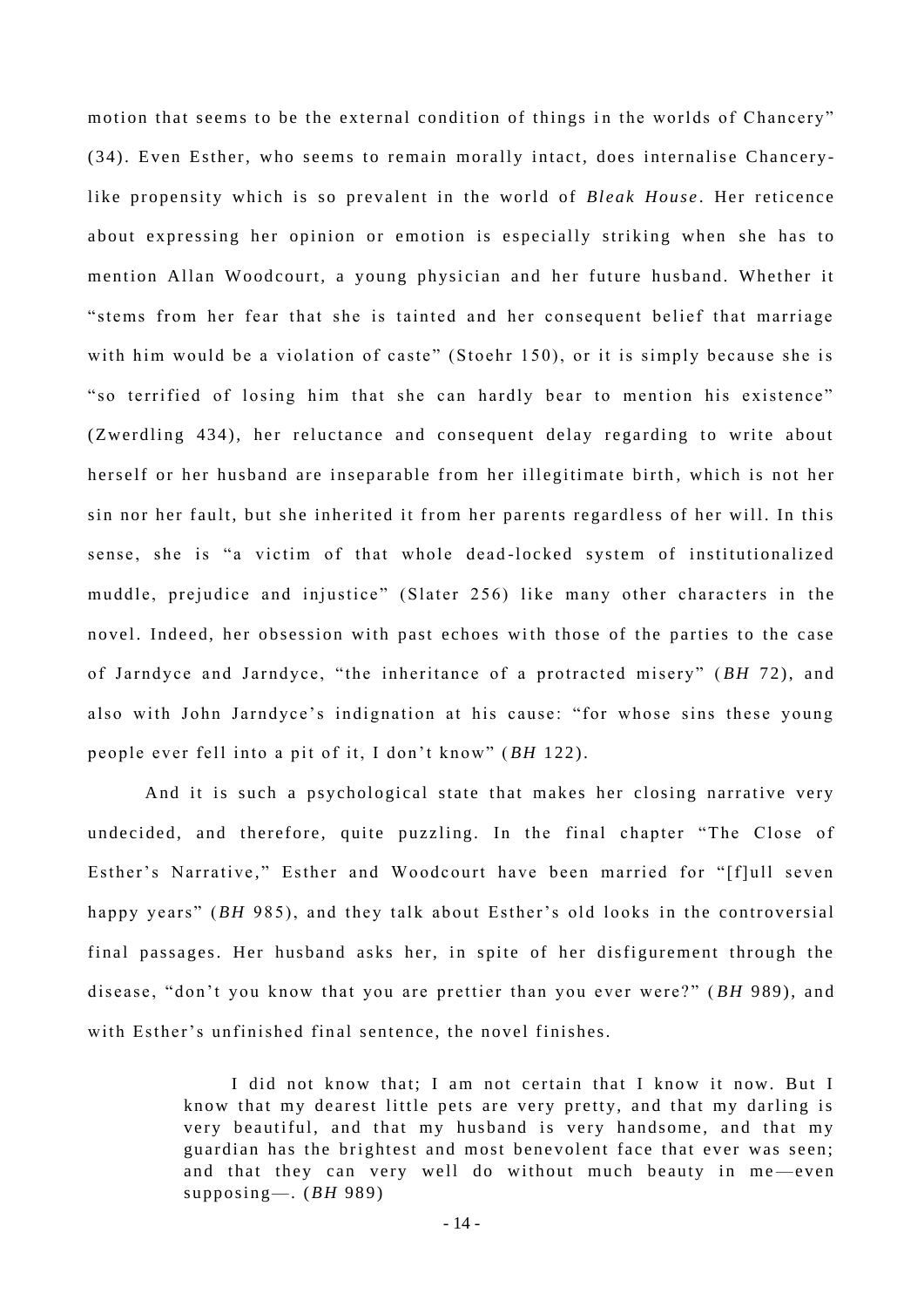motion that seems to be the external condition of things in the worlds of Chancery" (34). Even Esther, who seems to remain morally intact, does internalise Chancery-like propensity which is so prevalent in the world of *Bleak House*. Her reticence about expressing her opinion or emotion is especially striking when she has to mention Allan Woodcourt, a young physician and her future husband. Whether it "stems from her fear that she is tainted and her consequent belief that marriage with him would be a violation of caste" (Stoehr 150), or it is simply because she is "so terrified of losing him that she can hardly bear to mention his existence" (Zwerdling 434), her reluctance and consequent delay regarding to write about herself or her husband are inseparable from her illegitimate birth, which is not her sin nor her fault, but she inherited it from her parents regardless of her will. In this sense, she is "a victim of that whole dead-locked system of institutionalized muddle, prejudice and injustice" (Slater 256) like many other characters in the novel. Indeed, her obsession with past echoes with those of the parties to the case of Jarndyce and Jarndyce, "the inheritance of a protracted misery" (*BH* 72), and also with John Jarndyce's indignation at his cause: "for whose sins these young people ever fell into a pit of it, I don't know" (*BH* 122).

And it is such a psychological state that makes her closing narrative very undecided, and therefore, quite puzzling. In the final chapter "The Close of Esther's Narrative," Esther and Woodcourt have been married for "[f]ull seven happy years" (*BH* 985), and they talk about Esther's old looks in the controversial final passages. Her husband asks her, in spite of her disfigurement through the disease, "don't you know that you are prettier than you ever were?" (*BH* 989), and with Esther's unfinished final sentence, the novel finishes.

> I did not know that; I am not certain that I know it now. But I know that my dearest little pets are very pretty, and that my darling is very beautiful, and that my husband is very handsome, and that my guardian has the brightest and most benevolent face that ever was seen; and that they can very well do without much beauty in me—even supposing—. (*BH* 989)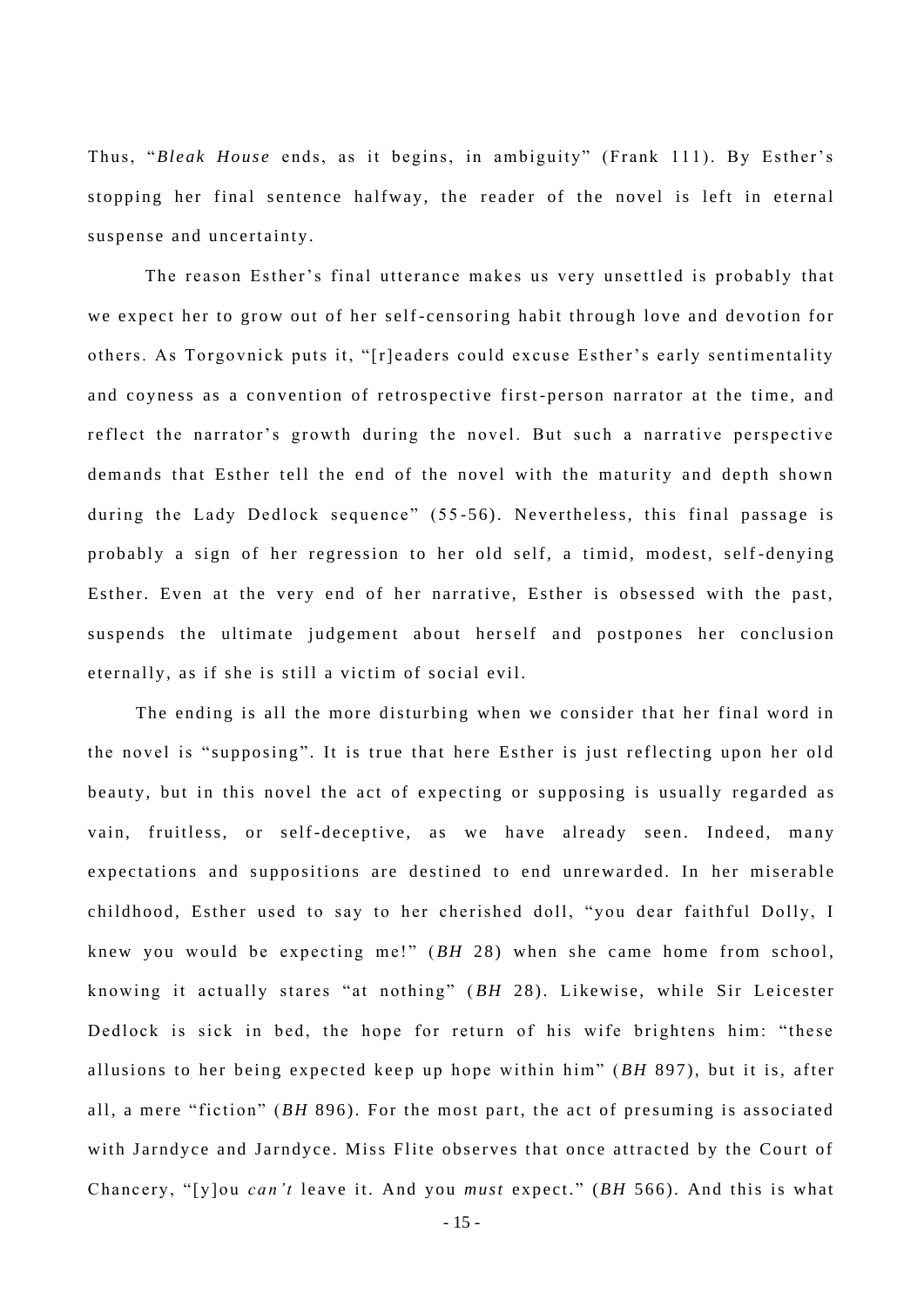Thus, "*Bleak House* ends, as it begins, in ambiguity" (Frank 111). By Esther's stopping her final sentence halfway, the reader of the novel is left in eternal suspense and uncertainty.

The reason Esther's final utterance makes us very unsettled is probably that we expect her to grow out of her self-censoring habit through love and devotion for others. As Torgovnick puts it, "[r]eaders could excuse Esther's early sentimentality and coyness as a convention of retrospective first-person narrator at the time, and reflect the narrator's growth during the novel. But such a narrative perspective demands that Esther tell the end of the novel with the maturity and depth shown during the Lady Dedlock sequence" (55-56). Nevertheless, this final passage is probably a sign of her regression to her old self, a timid, modest, self-denying Esther. Even at the very end of her narrative, Esther is obsessed with the past, suspends the ultimate judgement about herself and postpones her conclusion eternally, as if she is still a victim of social evil.

The ending is all the more disturbing when we consider that her final word in the novel is "supposing". It is true that here Esther is just reflecting upon her old beauty, but in this novel the act of expecting or supposing is usually regarded as vain, fruitless, or self-deceptive, as we have already seen. Indeed, many expectations and suppositions are destined to end unrewarded. In her miserable childhood, Esther used to say to her cherished doll, "you dear faithful Dolly, I knew you would be expecting me!" (*BH* 28) when she came home from school, knowing it actually stares "at nothing" (*BH* 28). Likewise, while Sir Leicester Dedlock is sick in bed, the hope for return of his wife brightens him: "these allusions to her being expected keep up hope within him" (*BH* 897), but it is, after all, a mere "fiction" (*BH* 896). For the most part, the act of presuming is associated with Jarndyce and Jarndyce. Miss Flite observes that once attracted by the Court of Chancery, "[y]ou *can't* leave it. And you *must* expect." (*BH* 566). And this is what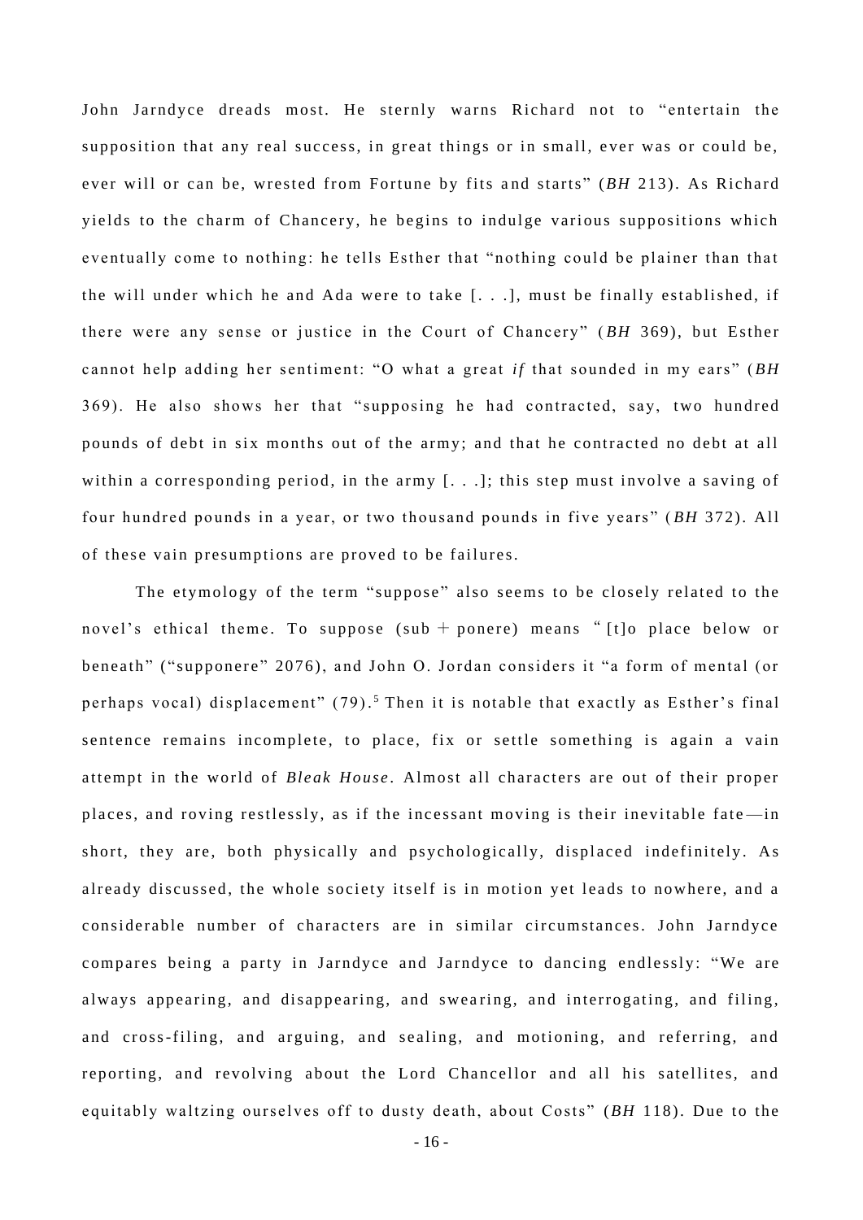John Jarndyce dreads most. He sternly warns Richard not to "entertain the supposition that any real success, in great things or in small, ever was or could be, ever will or can be, wrested from Fortune by fits and starts" (*BH* 213). As Richard yields to the charm of Chancery, he begins to indulge various suppositions which eventually come to nothing: he tells Esther that "nothing could be plainer than that the will under which he and Ada were to take [. . .], must be finally established, if there were any sense or justice in the Court of Chancery" (*BH* 369), but Esther cannot help adding her sentiment: "O what a great *if* that sounded in my ears" (*BH* 369). He also shows her that "supposing he had contracted, say, two hundred pounds of debt in six months out of the army; and that he contracted no debt at all within a corresponding period, in the army [. . .]; this step must involve a saving of four hundred pounds in a year, or two thousand pounds in five years" (*BH* 372). All of these vain presumptions are proved to be failures.

The etymology of the term "suppose" also seems to be closely related to the novel's ethical theme. To suppose (sub + ponere) means "[t]o place below or beneath" ("supponere" 2076), and John O. Jordan considers it "a form of mental (or perhaps vocal) displacement" (79).[5] Then it is notable that exactly as Esther's final sentence remains incomplete, to place, fix or settle something is again a vain attempt in the world of *Bleak House*. Almost all characters are out of their proper places, and roving restlessly, as if the incessant moving is their inevitable fate—in short, they are, both physically and psychologically, displaced indefinitely. As already discussed, the whole society itself is in motion yet leads to nowhere, and a considerable number of characters are in similar circumstances. John Jarndyce compares being a party in Jarndyce and Jarndyce to dancing endlessly: "We are always appearing, and disappearing, and swearing, and interrogating, and filing, and cross-filing, and arguing, and sealing, and motioning, and referring, and reporting, and revolving about the Lord Chancellor and all his satellites, and equitably waltzing ourselves off to dusty death, about Costs" (*BH* 118). Due to the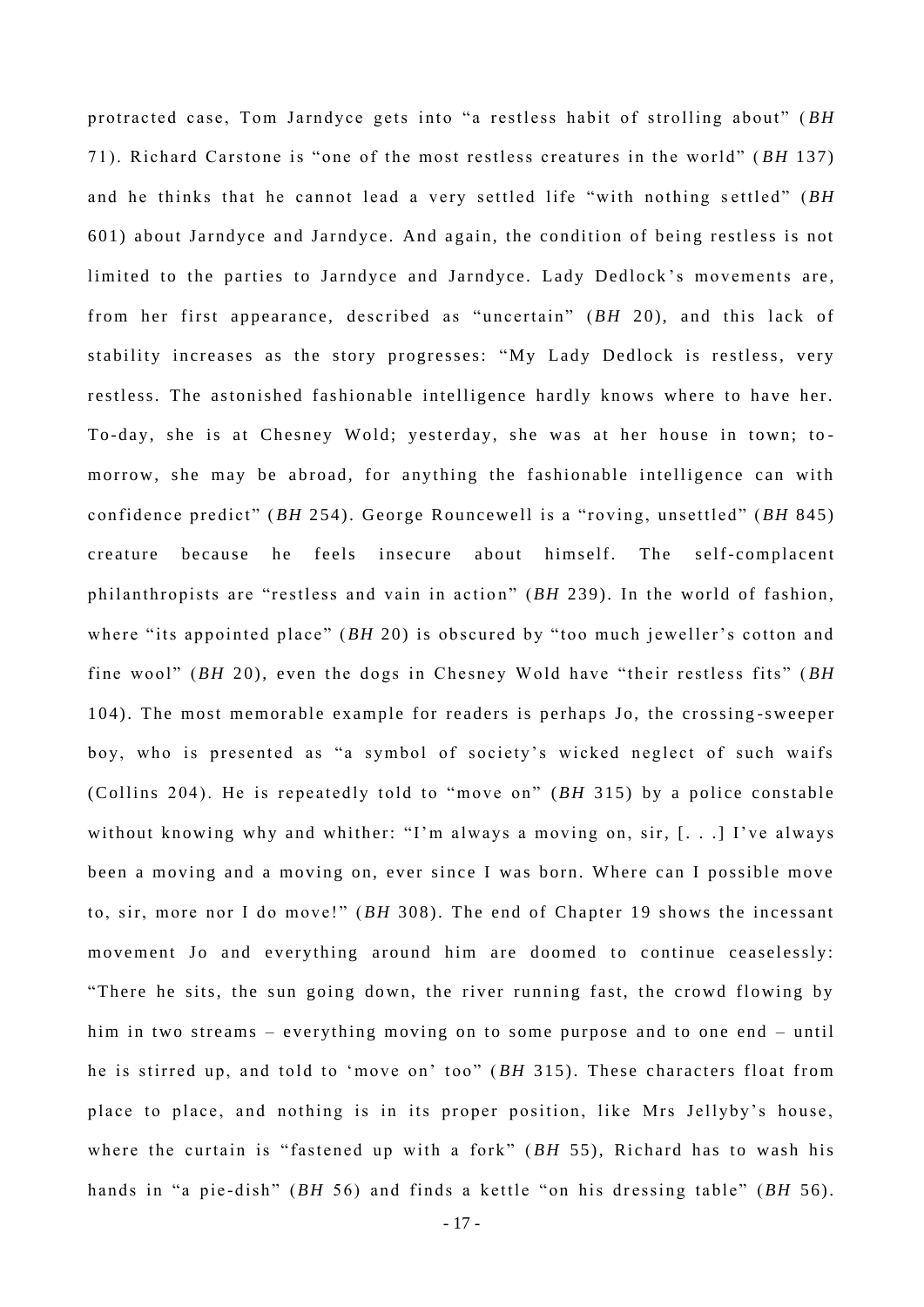protracted case, Tom Jarndyce gets into "a restless habit of strolling about" (*BH* 71). Richard Carstone is "one of the most restless creatures in the world" (*BH* 137) and he thinks that he cannot lead a very settled life "with nothing settled" (*BH* 601) about Jarndyce and Jarndyce. And again, the condition of being restless is not limited to the parties to Jarndyce and Jarndyce. Lady Dedlock's movements are, from her first appearance, described as "uncertain" (*BH* 20), and this lack of stability increases as the story progresses: "My Lady Dedlock is restless, very restless. The astonished fashionable intelligence hardly knows where to have her. To-day, she is at Chesney Wold; yesterday, she was at her house in town; to-morrow, she may be abroad, for anything the fashionable intelligence can with confidence predict" (*BH* 254). George Rouncewell is a "roving, unsettled" (*BH* 845) creature because he feels insecure about himself. The self-complacent philanthropists are "restless and vain in action" (*BH* 239). In the world of fashion, where "its appointed place" (*BH* 20) is obscured by "too much jeweller's cotton and fine wool" (*BH* 20), even the dogs in Chesney Wold have "their restless fits" (*BH* 104). The most memorable example for readers is perhaps Jo, the crossing-sweeper boy, who is presented as "a symbol of society's wicked neglect of such waifs (Collins 204). He is repeatedly told to "move on" (*BH* 315) by a police constable without knowing why and whither: "I'm always a moving on, sir, [. . .] I've always been a moving and a moving on, ever since I was born. Where can I possible move to, sir, more nor I do move!" (*BH* 308). The end of Chapter 19 shows the incessant movement Jo and everything around him are doomed to continue ceaselessly: "There he sits, the sun going down, the river running fast, the crowd flowing by him in two streams – everything moving on to some purpose and to one end – until he is stirred up, and told to 'move on' too" (*BH* 315). These characters float from place to place, and nothing is in its proper position, like Mrs Jellyby's house, where the curtain is "fastened up with a fork" (*BH* 55), Richard has to wash his hands in "a pie-dish" (*BH* 56) and finds a kettle "on his dressing table" (*BH* 56).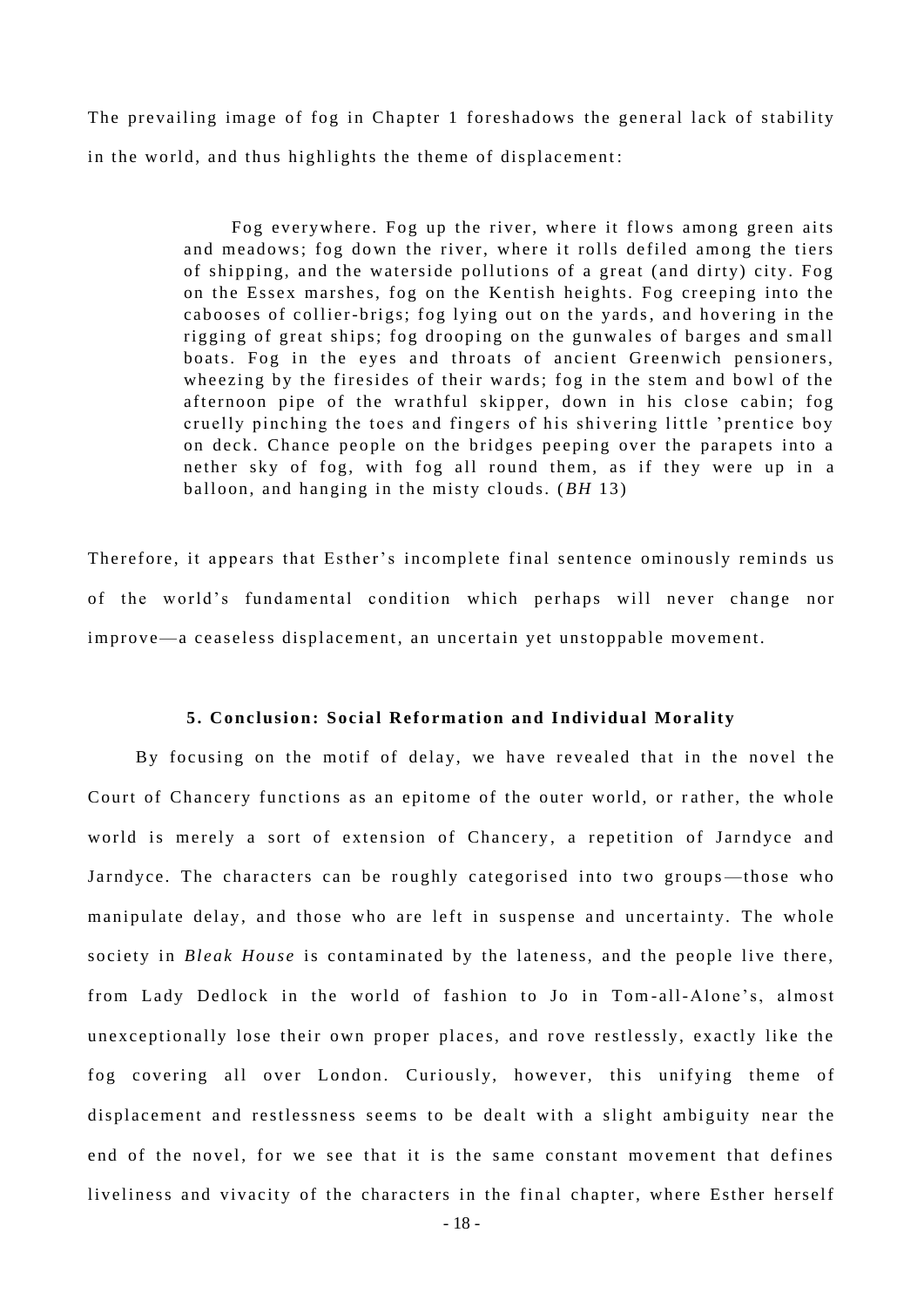The prevailing image of fog in Chapter 1 foreshadows the general lack of stability in the world, and thus highlights the theme of displacement:

> Fog everywhere. Fog up the river, where it flows among green aits and meadows; fog down the river, where it rolls defiled among the tiers of shipping, and the waterside pollutions of a great (and dirty) city. Fog on the Essex marshes, fog on the Kentish heights. Fog creeping into the cabooses of collier-brigs; fog lying out on the yards, and hovering in the rigging of great ships; fog drooping on the gunwales of barges and small boats. Fog in the eyes and throats of ancient Greenwich pensioners, wheezing by the firesides of their wards; fog in the stem and bowl of the afternoon pipe of the wrathful skipper, down in his close cabin; fog cruelly pinching the toes and fingers of his shivering little 'prentice boy on deck. Chance people on the bridges peeping over the parapets into a nether sky of fog, with fog all round them, as if they were up in a balloon, and hanging in the misty clouds. (*BH* 13)

Therefore, it appears that Esther's incomplete final sentence ominously reminds us of the world's fundamental condition which perhaps will never change nor improve—a ceaseless displacement, an uncertain yet unstoppable movement.

## 5. Conclusion: Social Reformation and Individual Morality

By focusing on the motif of delay, we have revealed that in the novel the Court of Chancery functions as an epitome of the outer world, or rather, the whole world is merely a sort of extension of Chancery, a repetition of Jarndyce and Jarndyce. The characters can be roughly categorised into two groups—those who manipulate delay, and those who are left in suspense and uncertainty. The whole society in *Bleak House* is contaminated by the lateness, and the people live there, from Lady Dedlock in the world of fashion to Jo in Tom-all-Alone's, almost unexceptionally lose their own proper places, and rove restlessly, exactly like the fog covering all over London. Curiously, however, this unifying theme of displacement and restlessness seems to be dealt with a slight ambiguity near the end of the novel, for we see that it is the same constant movement that defines liveliness and vivacity of the characters in the final chapter, where Esther herself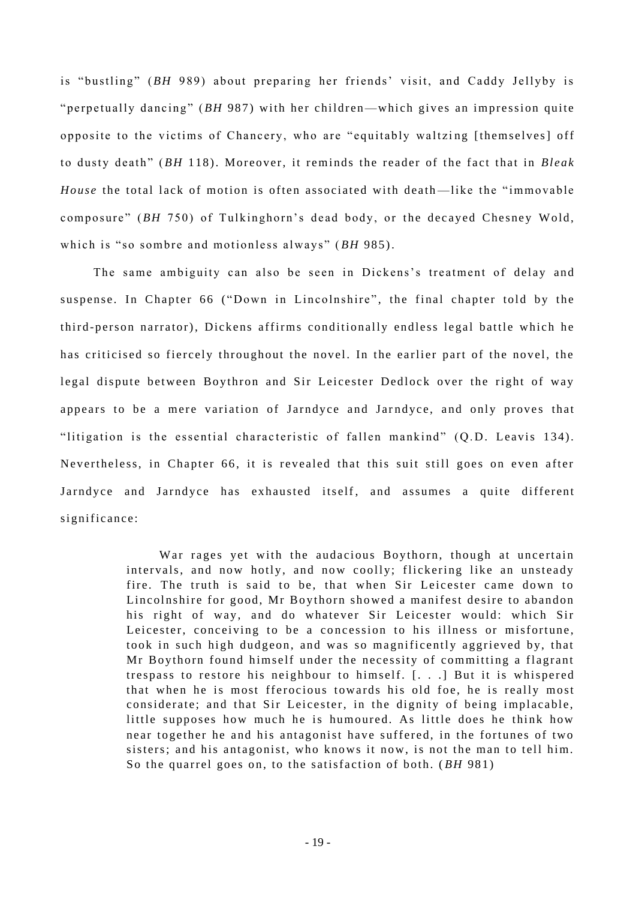is "bustling" (*BH* 989) about preparing her friends' visit, and Caddy Jellyby is "perpetually dancing" (*BH* 987) with her children—which gives an impression quite opposite to the victims of Chancery, who are "equitably waltzing [themselves] off to dusty death" (*BH* 118). Moreover, it reminds the reader of the fact that in *Bleak House* the total lack of motion is often associated with death—like the "immovable composure" (*BH* 750) of Tulkinghorn's dead body, or the decayed Chesney Wold, which is "so sombre and motionless always" (*BH* 985).

The same ambiguity can also be seen in Dickens's treatment of delay and suspense. In Chapter 66 ("Down in Lincolnshire", the final chapter told by the third-person narrator), Dickens affirms conditionally endless legal battle which he has criticised so fiercely throughout the novel. In the earlier part of the novel, the legal dispute between Boythron and Sir Leicester Dedlock over the right of way appears to be a mere variation of Jarndyce and Jarndyce, and only proves that "litigation is the essential characteristic of fallen mankind" (Q.D. Leavis 134). Nevertheless, in Chapter 66, it is revealed that this suit still goes on even after Jarndyce and Jarndyce has exhausted itself, and assumes a quite different significance:

> War rages yet with the audacious Boythorn, though at uncertain intervals, and now hotly, and now coolly; flickering like an unsteady fire. The truth is said to be, that when Sir Leicester came down to Lincolnshire for good, Mr Boythorn showed a manifest desire to abandon his right of way, and do whatever Sir Leicester would: which Sir Leicester, conceiving to be a concession to his illness or misfortune, took in such high dudgeon, and was so magnificently aggrieved by, that Mr Boythorn found himself under the necessity of committing a flagrant trespass to restore his neighbour to himself. [. . .] But it is whispered that when he is most fferocious towards his old foe, he is really most considerate; and that Sir Leicester, in the dignity of being implacable, little supposes how much he is humoured. As little does he think how near together he and his antagonist have suffered, in the fortunes of two sisters; and his antagonist, who knows it now, is not the man to tell him. So the quarrel goes on, to the satisfaction of both. (*BH* 981)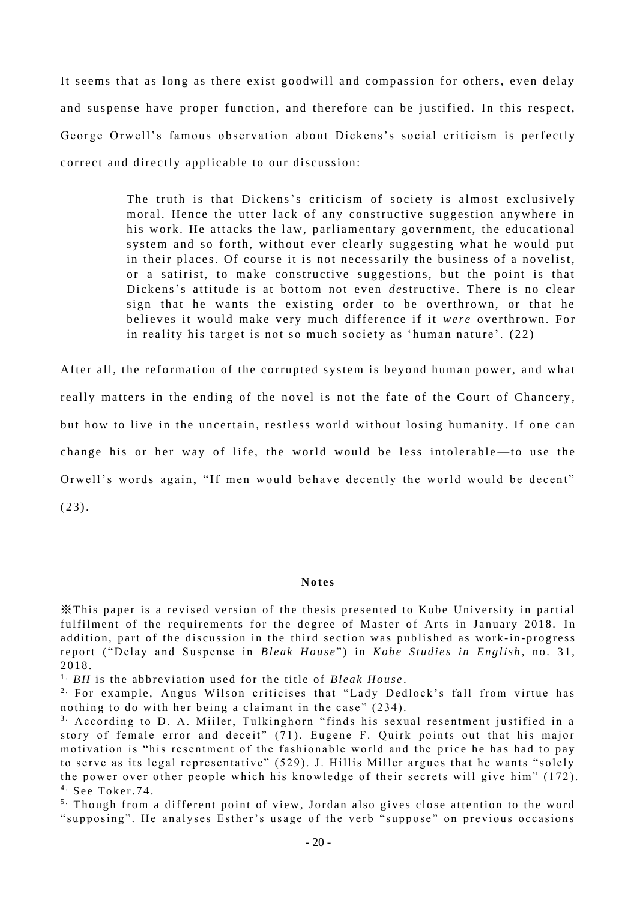It seems that as long as there exist goodwill and compassion for others, even delay and suspense have proper function, and therefore can be justified. In this respect, George Orwell's famous observation about Dickens's social criticism is perfectly correct and directly applicable to our discussion:

> The truth is that Dickens's criticism of society is almost exclusively moral. Hence the utter lack of any constructive suggestion anywhere in his work. He attacks the law, parliamentary government, the educational system and so forth, without ever clearly suggesting what he would put in their places. Of course it is not necessarily the business of a novelist, or a satirist, to make constructive suggestions, but the point is that Dickens's attitude is at bottom not even *de*structive. There is no clear sign that he wants the existing order to be overthrown, or that he believes it would make very much difference if it *were* overthrown. For in reality his target is not so much society as 'human nature'. (22)

After all, the reformation of the corrupted system is beyond human power, and what really matters in the ending of the novel is not the fate of the Court of Chancery, but how to live in the uncertain, restless world without losing humanity. If one can change his or her way of life, the world would be less intolerable—to use the Orwell's words again, "If men would behave decently the world would be decent" (23).

**Notes**

※This paper is a revised version of the thesis presented to Kobe University in partial fulfilment of the requirements for the degree of Master of Arts in January 2018. In addition, part of the discussion in the third section was published as work-in-progress report ("Delay and Suspense in *Bleak House*") in *Kobe Studies in English*, no. 31, 2018.

1. *BH* is the abbreviation used for the title of *Bleak House*.

2. For example, Angus Wilson criticises that "Lady Dedlock's fall from virtue has nothing to do with her being a claimant in the case" (234).

3. According to D. A. Miiler, Tulkinghorn "finds his sexual resentment justified in a story of female error and deceit" (71). Eugene F. Quirk points out that his major motivation is "his resentment of the fashionable world and the price he has had to pay to serve as its legal representative" (529). J. Hillis Miller argues that he wants "solely the power over other people which his knowledge of their secrets will give him" (172).

4. See Toker.74.

5. Though from a different point of view, Jordan also gives close attention to the word "supposing". He analyses Esther's usage of the verb "suppose" on previous occasions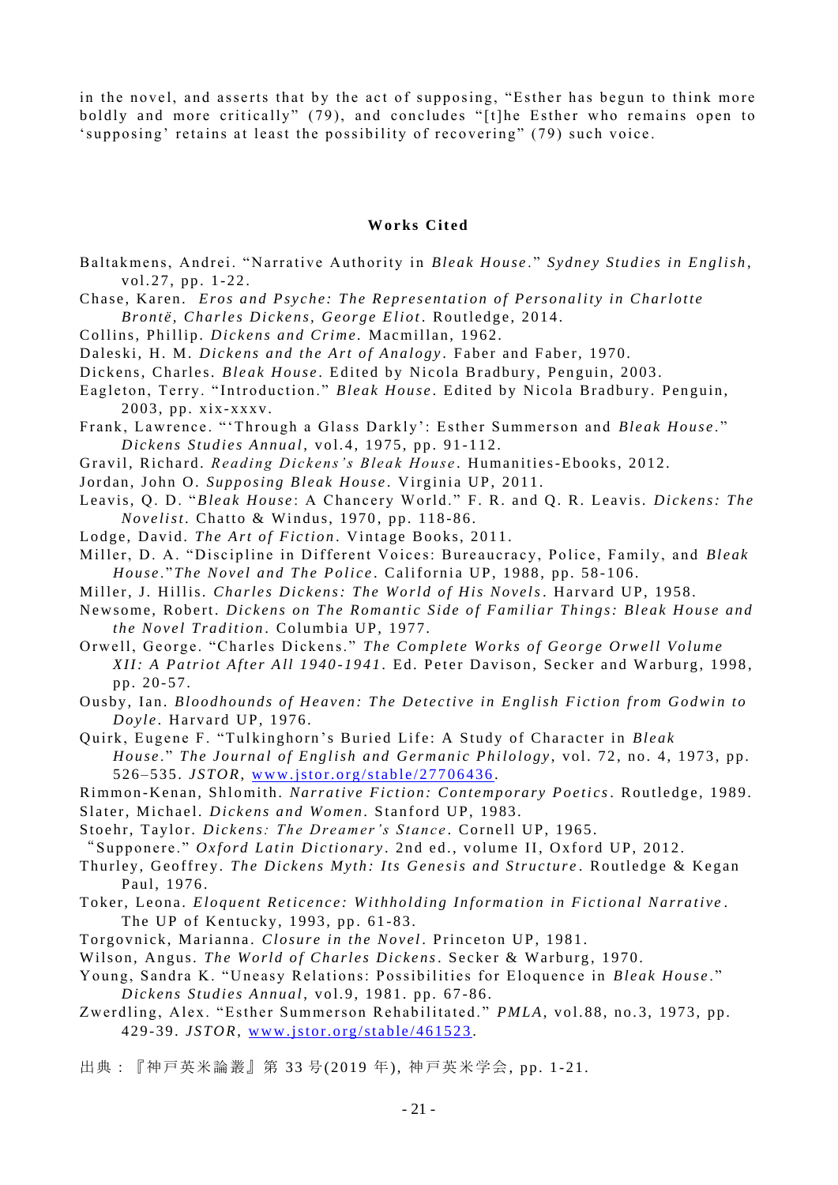in the novel, and asserts that by the act of supposing, "Esther has begun to think more boldly and more critically" (79), and concludes "[t]he Esther who remains open to 'supposing' retains at least the possibility of recovering" (79) such voice.

**Works Cited**

Baltakmens, Andrei. "Narrative Authority in *Bleak House*." *Sydney Studies in English*, vol.27, pp. 1-22.

Chase, Karen. *Eros and Psyche: The Representation of Personality in Charlotte Brontë, Charles Dickens, George Eliot*. Routledge, 2014.

Collins, Phillip. *Dickens and Crime*. Macmillan, 1962.

Daleski, H. M. *Dickens and the Art of Analogy*. Faber and Faber, 1970.

Dickens, Charles. *Bleak House*. Edited by Nicola Bradbury, Penguin, 2003.

Eagleton, Terry. "Introduction." *Bleak House*. Edited by Nicola Bradbury. Penguin, 2003, pp. xix-xxxv.

Frank, Lawrence. "'Through a Glass Darkly': Esther Summerson and *Bleak House*." *Dickens Studies Annual*, vol.4, 1975, pp. 91-112.

Gravil, Richard. *Reading Dickens's Bleak House*. Humanities-Ebooks, 2012.

Jordan, John O. *Supposing Bleak House*. Virginia UP, 2011.

Leavis, Q. D. "*Bleak House*: A Chancery World." F. R. and Q. R. Leavis. *Dickens: The Novelist*. Chatto & Windus, 1970, pp. 118-86.

Lodge, David. *The Art of Fiction*. Vintage Books, 2011.

Miller, D. A. "Discipline in Different Voices: Bureaucracy, Police, Family, and *Bleak House*."*The Novel and The Police*. California UP, 1988, pp. 58-106.

Miller, J. Hillis. *Charles Dickens: The World of His Novels*. Harvard UP, 1958.

Newsome, Robert. *Dickens on The Romantic Side of Familiar Things: Bleak House and the Novel Tradition*. Columbia UP, 1977.

Orwell, George. "Charles Dickens." *The Complete Works of George Orwell Volume XII: A Patriot After All 1940-1941*. Ed. Peter Davison, Secker and Warburg, 1998, pp. 20-57.

Ousby, Ian. *Bloodhounds of Heaven: The Detective in English Fiction from Godwin to Doyle*. Harvard UP, 1976.

Quirk, Eugene F. "Tulkinghorn's Buried Life: A Study of Character in *Bleak House*." *The Journal of English and Germanic Philology*, vol. 72, no. 4, 1973, pp. 526–535. *JSTOR*, www.jstor.org/stable/27706436.

Rimmon-Kenan, Shlomith. *Narrative Fiction: Contemporary Poetics*. Routledge, 1989.

Slater, Michael. *Dickens and Women*. Stanford UP, 1983.

Stoehr, Taylor. *Dickens: The Dreamer's Stance*. Cornell UP, 1965.

"Supponere." *Oxford Latin Dictionary*. 2nd ed., volume II, Oxford UP, 2012.

Thurley, Geoffrey. *The Dickens Myth: Its Genesis and Structure*. Routledge & Kegan Paul, 1976.

Toker, Leona. *Eloquent Reticence: Withholding Information in Fictional Narrative*. The UP of Kentucky, 1993, pp. 61-83.

Torgovnick, Marianna. *Closure in the Novel*. Princeton UP, 1981.

Wilson, Angus. *The World of Charles Dickens*. Secker & Warburg, 1970.

Young, Sandra K. "Uneasy Relations: Possibilities for Eloquence in *Bleak House*." *Dickens Studies Annual*, vol.9, 1981. pp. 67-86.

Zwerdling, Alex. "Esther Summerson Rehabilitated." *PMLA*, vol.88, no.3, 1973, pp. 429-39. *JSTOR*, www.jstor.org/stable/461523.

出典：『神戸英米論叢』第 33 号(2019 年), 神戸英米学会, pp. 1-21.